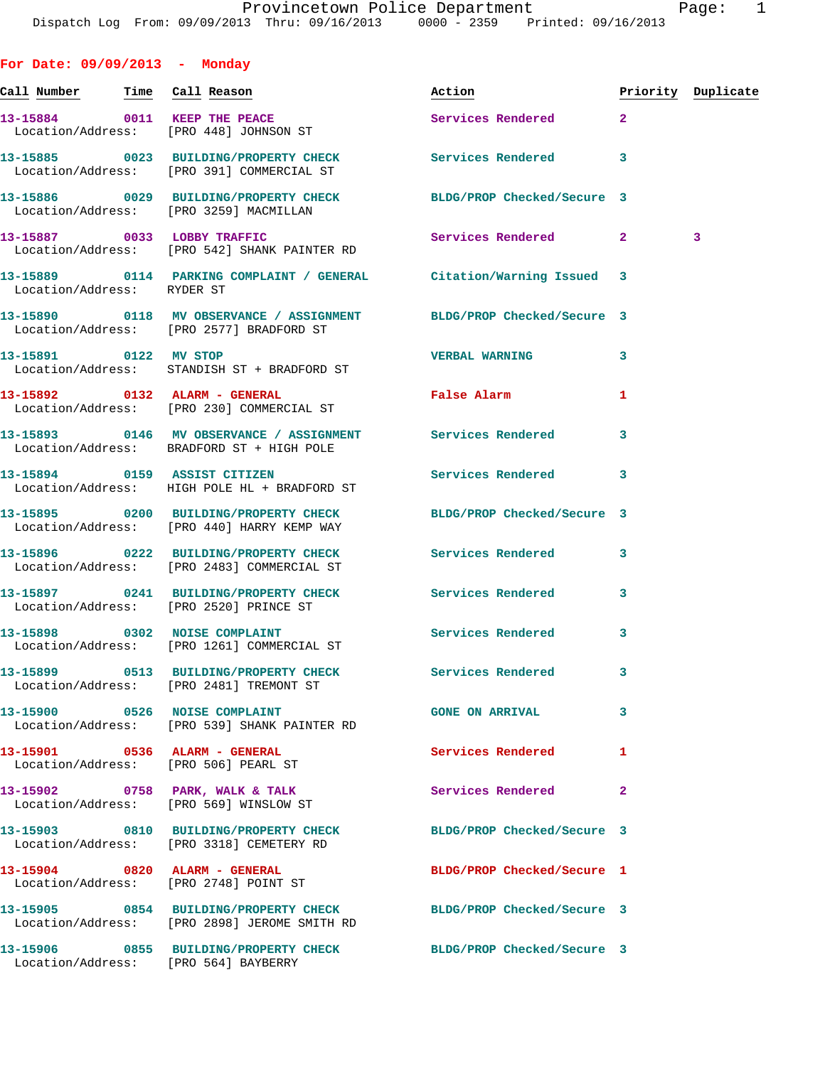# Provincetown Police Department

Dispatch Log From: 09/09/2013 Thru: 09/16/2013 0000 - 2359 Printed: 09/16/2013

## For Date: 09/09/2013 - Monday

| Call Number | Time | Call Reason | Action | Priority | Duplicate |
|---|---|---|---|---|---|
| 13-15884 | 0011 | KEEP THE PEACE | Services Rendered | 2 | |
| Location/Address: | | [PRO 448] JOHNSON ST | | | |
| 13-15885 | 0023 | BUILDING/PROPERTY CHECK | Services Rendered | 3 | |
| Location/Address: | | [PRO 391] COMMERCIAL ST | | | |
| 13-15886 | 0029 | BUILDING/PROPERTY CHECK | BLDG/PROP Checked/Secure | 3 | |
| Location/Address: | | [PRO 3259] MACMILLAN | | | |
| 13-15887 | 0033 | LOBBY TRAFFIC | Services Rendered | 2 | 3 |
| Location/Address: | | [PRO 542] SHANK PAINTER RD | | | |
| 13-15889 | 0114 | PARKING COMPLAINT / GENERAL | Citation/Warning Issued | 3 | |
| Location/Address: | | RYDER ST | | | |
| 13-15890 | 0118 | MV OBSERVANCE / ASSIGNMENT | BLDG/PROP Checked/Secure | 3 | |
| Location/Address: | | [PRO 2577] BRADFORD ST | | | |
| 13-15891 | 0122 | MV STOP | VERBAL WARNING | 3 | |
| Location/Address: | | STANDISH ST + BRADFORD ST | | | |
| 13-15892 | 0132 | ALARM - GENERAL | False Alarm | 1 | |
| Location/Address: | | [PRO 230] COMMERCIAL ST | | | |
| 13-15893 | 0146 | MV OBSERVANCE / ASSIGNMENT | Services Rendered | 3 | |
| Location/Address: | | BRADFORD ST + HIGH POLE | | | |
| 13-15894 | 0159 | ASSIST CITIZEN | Services Rendered | 3 | |
| Location/Address: | | HIGH POLE HL + BRADFORD ST | | | |
| 13-15895 | 0200 | BUILDING/PROPERTY CHECK | BLDG/PROP Checked/Secure | 3 | |
| Location/Address: | | [PRO 440] HARRY KEMP WAY | | | |
| 13-15896 | 0222 | BUILDING/PROPERTY CHECK | Services Rendered | 3 | |
| Location/Address: | | [PRO 2483] COMMERCIAL ST | | | |
| 13-15897 | 0241 | BUILDING/PROPERTY CHECK | Services Rendered | 3 | |
| Location/Address: | | [PRO 2520] PRINCE ST | | | |
| 13-15898 | 0302 | NOISE COMPLAINT | Services Rendered | 3 | |
| Location/Address: | | [PRO 1261] COMMERCIAL ST | | | |
| 13-15899 | 0513 | BUILDING/PROPERTY CHECK | Services Rendered | 3 | |
| Location/Address: | | [PRO 2481] TREMONT ST | | | |
| 13-15900 | 0526 | NOISE COMPLAINT | GONE ON ARRIVAL | 3 | |
| Location/Address: | | [PRO 539] SHANK PAINTER RD | | | |
| 13-15901 | 0536 | ALARM - GENERAL | Services Rendered | 1 | |
| Location/Address: | | [PRO 506] PEARL ST | | | |
| 13-15902 | 0758 | PARK, WALK & TALK | Services Rendered | 2 | |
| Location/Address: | | [PRO 569] WINSLOW ST | | | |
| 13-15903 | 0810 | BUILDING/PROPERTY CHECK | BLDG/PROP Checked/Secure | 3 | |
| Location/Address: | | [PRO 3318] CEMETERY RD | | | |
| 13-15904 | 0820 | ALARM - GENERAL | BLDG/PROP Checked/Secure | 1 | |
| Location/Address: | | [PRO 2748] POINT ST | | | |
| 13-15905 | 0854 | BUILDING/PROPERTY CHECK | BLDG/PROP Checked/Secure | 3 | |
| Location/Address: | | [PRO 2898] JEROME SMITH RD | | | |
| 13-15906 | 0855 | BUILDING/PROPERTY CHECK | BLDG/PROP Checked/Secure | 3 | |
| Location/Address: | | [PRO 564] BAYBERRY | | | |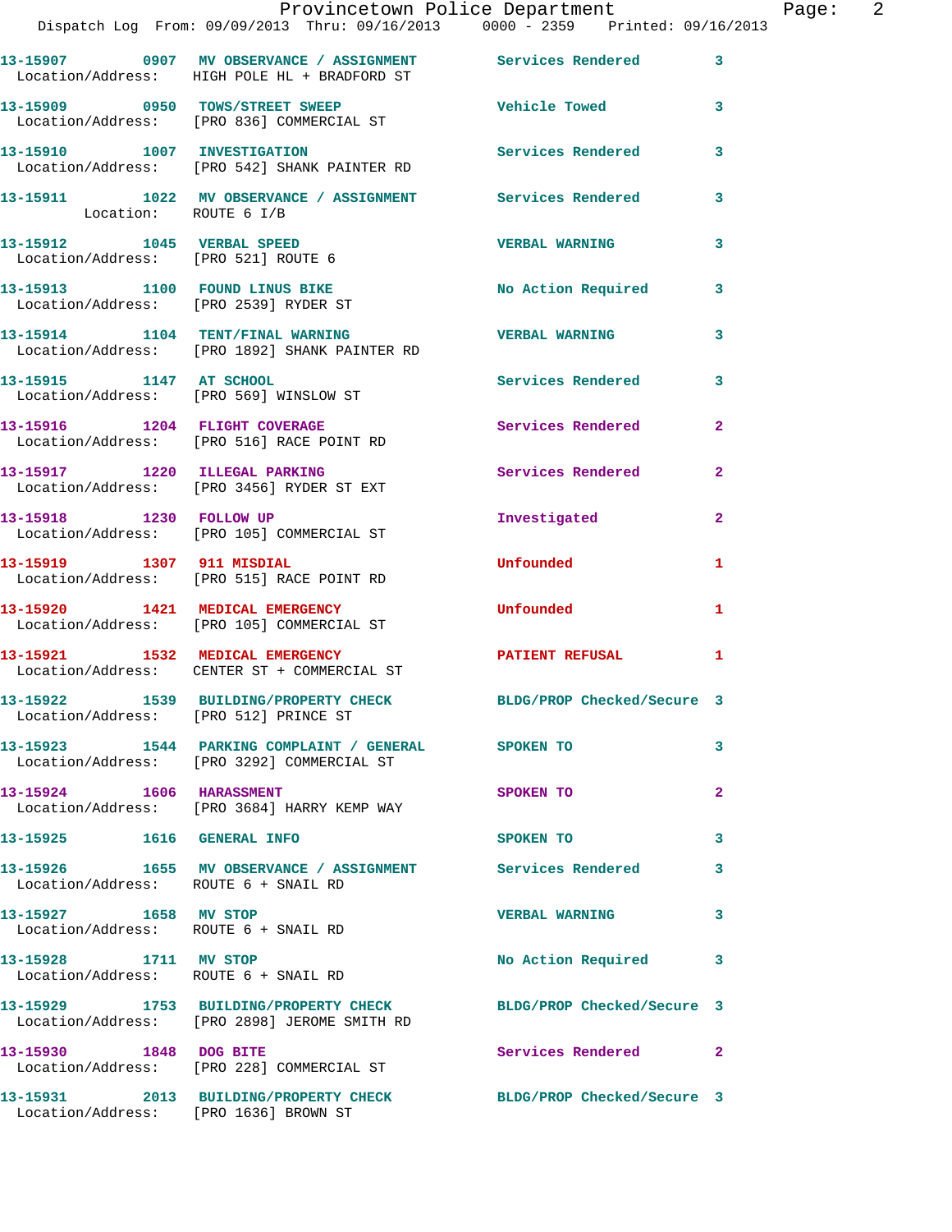13-15907 0907 MV OBSERVANCE / ASSIGNMENT Services Rendered 3
Location/Address: HIGH POLE HL + BRADFORD ST

13-15909 0950 TOWS/STREET SWEEP Vehicle Towed 3
Location/Address: [PRO 836] COMMERCIAL ST

13-15910 1007 INVESTIGATION Services Rendered 3
Location/Address: [PRO 542] SHANK PAINTER RD

13-15911 1022 MV OBSERVANCE / ASSIGNMENT Services Rendered 3
Location: ROUTE 6 I/B

13-15912 1045 VERBAL SPEED VERBAL WARNING 3
Location/Address: [PRO 521] ROUTE 6

13-15913 1100 FOUND LINUS BIKE No Action Required 3
Location/Address: [PRO 2539] RYDER ST

13-15914 1104 TENT/FINAL WARNING VERBAL WARNING 3
Location/Address: [PRO 1892] SHANK PAINTER RD

13-15915 1147 AT SCHOOL Services Rendered 3
Location/Address: [PRO 569] WINSLOW ST

13-15916 1204 FLIGHT COVERAGE Services Rendered 2
Location/Address: [PRO 516] RACE POINT RD

13-15917 1220 ILLEGAL PARKING Services Rendered 2
Location/Address: [PRO 3456] RYDER ST EXT

13-15918 1230 FOLLOW UP Investigated 2
Location/Address: [PRO 105] COMMERCIAL ST

13-15919 1307 911 MISDIAL Unfounded 1
Location/Address: [PRO 515] RACE POINT RD

13-15920 1421 MEDICAL EMERGENCY Unfounded 1
Location/Address: [PRO 105] COMMERCIAL ST

13-15921 1532 MEDICAL EMERGENCY PATIENT REFUSAL 1
Location/Address: CENTER ST + COMMERCIAL ST

13-15922 1539 BUILDING/PROPERTY CHECK BLDG/PROP Checked/Secure 3
Location/Address: [PRO 512] PRINCE ST

13-15923 1544 PARKING COMPLAINT / GENERAL SPOKEN TO 3
Location/Address: [PRO 3292] COMMERCIAL ST

13-15924 1606 HARASSMENT SPOKEN TO 2
Location/Address: [PRO 3684] HARRY KEMP WAY

13-15925 1616 GENERAL INFO SPOKEN TO 3

13-15926 1655 MV OBSERVANCE / ASSIGNMENT Services Rendered 3
Location/Address: ROUTE 6 + SNAIL RD

13-15927 1658 MV STOP VERBAL WARNING 3
Location/Address: ROUTE 6 + SNAIL RD

13-15928 1711 MV STOP No Action Required 3
Location/Address: ROUTE 6 + SNAIL RD

13-15929 1753 BUILDING/PROPERTY CHECK BLDG/PROP Checked/Secure 3
Location/Address: [PRO 2898] JEROME SMITH RD

13-15930 1848 DOG BITE Services Rendered 2
Location/Address: [PRO 228] COMMERCIAL ST

13-15931 2013 BUILDING/PROPERTY CHECK BLDG/PROP Checked/Secure 3
Location/Address: [PRO 1636] BROWN ST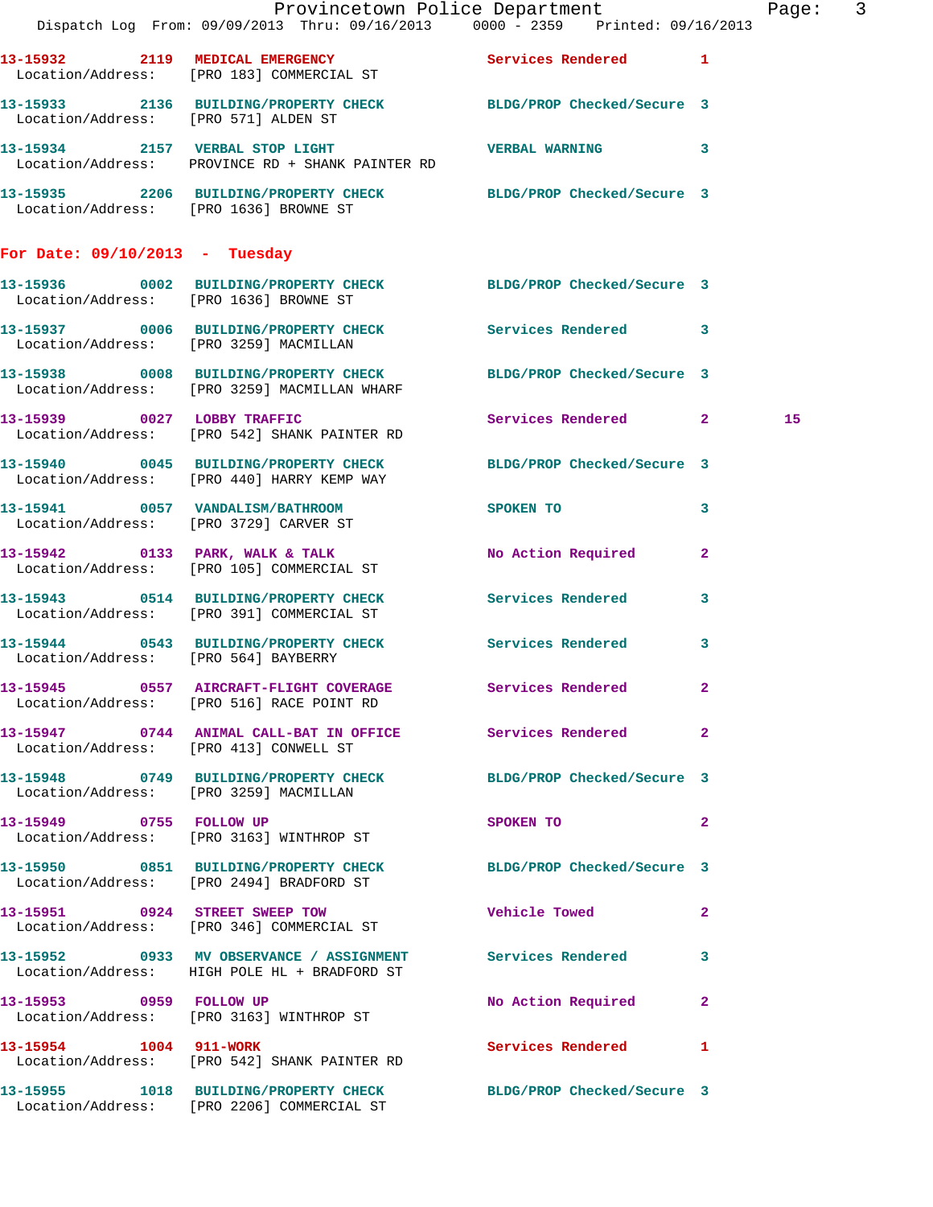13-15932 2119 MEDICAL EMERGENCY Services Rendered 1
Location/Address: [PRO 183] COMMERCIAL ST

13-15933 2136 BUILDING/PROPERTY CHECK BLDG/PROP Checked/Secure 3
Location/Address: [PRO 571] ALDEN ST

13-15934 2157 VERBAL STOP LIGHT VERBAL WARNING 3
Location/Address: PROVINCE RD + SHANK PAINTER RD

13-15935 2206 BUILDING/PROPERTY CHECK BLDG/PROP Checked/Secure 3
Location/Address: [PRO 1636] BROWNE ST

## For Date: 09/10/2013 - Tuesday

13-15936 0002 BUILDING/PROPERTY CHECK BLDG/PROP Checked/Secure 3
Location/Address: [PRO 1636] BROWNE ST

13-15937 0006 BUILDING/PROPERTY CHECK Services Rendered 3
Location/Address: [PRO 3259] MACMILLAN

13-15938 0008 BUILDING/PROPERTY CHECK BLDG/PROP Checked/Secure 3
Location/Address: [PRO 3259] MACMILLAN WHARF

13-15939 0027 LOBBY TRAFFIC Services Rendered 2 15
Location/Address: [PRO 542] SHANK PAINTER RD

13-15940 0045 BUILDING/PROPERTY CHECK BLDG/PROP Checked/Secure 3
Location/Address: [PRO 440] HARRY KEMP WAY

13-15941 0057 VANDALISM/BATHROOM SPOKEN TO 3
Location/Address: [PRO 3729] CARVER ST

13-15942 0133 PARK, WALK & TALK No Action Required 2
Location/Address: [PRO 105] COMMERCIAL ST

13-15943 0514 BUILDING/PROPERTY CHECK Services Rendered 3
Location/Address: [PRO 391] COMMERCIAL ST

13-15944 0543 BUILDING/PROPERTY CHECK Services Rendered 3
Location/Address: [PRO 564] BAYBERRY

13-15945 0557 AIRCRAFT-FLIGHT COVERAGE Services Rendered 2
Location/Address: [PRO 516] RACE POINT RD

13-15947 0744 ANIMAL CALL-BAT IN OFFICE Services Rendered 2
Location/Address: [PRO 413] CONWELL ST

13-15948 0749 BUILDING/PROPERTY CHECK BLDG/PROP Checked/Secure 3
Location/Address: [PRO 3259] MACMILLAN

13-15949 0755 FOLLOW UP SPOKEN TO 2
Location/Address: [PRO 3163] WINTHROP ST

13-15950 0851 BUILDING/PROPERTY CHECK BLDG/PROP Checked/Secure 3
Location/Address: [PRO 2494] BRADFORD ST

13-15951 0924 STREET SWEEP TOW Vehicle Towed 2
Location/Address: [PRO 346] COMMERCIAL ST

13-15952 0933 MV OBSERVANCE / ASSIGNMENT Services Rendered 3
Location/Address: HIGH POLE HL + BRADFORD ST

13-15953 0959 FOLLOW UP No Action Required 2
Location/Address: [PRO 3163] WINTHROP ST

13-15954 1004 911-WORK Services Rendered 1
Location/Address: [PRO 542] SHANK PAINTER RD

13-15955 1018 BUILDING/PROPERTY CHECK BLDG/PROP Checked/Secure 3
Location/Address: [PRO 2206] COMMERCIAL ST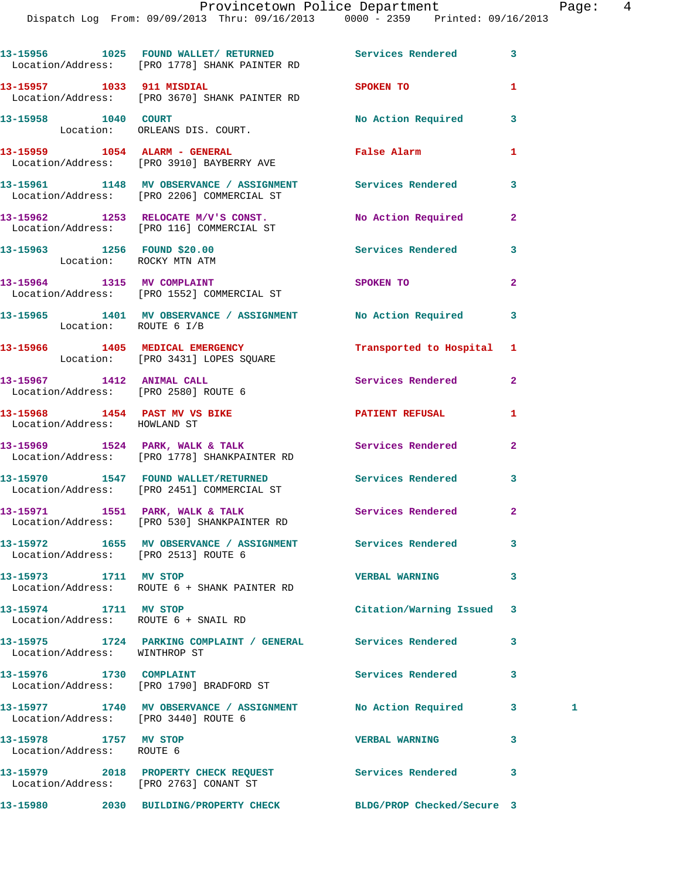13-15956 1025 FOUND WALLET/ RETURNED Services Rendered 3
Location/Address: [PRO 1778] SHANK PAINTER RD

13-15957 1033 911 MISDIAL SPOKEN TO 1
Location/Address: [PRO 3670] SHANK PAINTER RD

13-15958 1040 COURT No Action Required 3
Location: ORLEANS DIS. COURT.

13-15959 1054 ALARM - GENERAL False Alarm 1
Location/Address: [PRO 3910] BAYBERRY AVE

13-15961 1148 MV OBSERVANCE / ASSIGNMENT Services Rendered 3
Location/Address: [PRO 2206] COMMERCIAL ST

13-15962 1253 RELOCATE M/V'S CONST. No Action Required 2
Location/Address: [PRO 116] COMMERCIAL ST

13-15963 1256 FOUND $20.00 Services Rendered 3
Location: ROCKY MTN ATM

13-15964 1315 MV COMPLAINT SPOKEN TO 2
Location/Address: [PRO 1552] COMMERCIAL ST

13-15965 1401 MV OBSERVANCE / ASSIGNMENT No Action Required 3
Location: ROUTE 6 I/B

13-15966 1405 MEDICAL EMERGENCY Transported to Hospital 1
Location: [PRO 3431] LOPES SQUARE

13-15967 1412 ANIMAL CALL Services Rendered 2
Location/Address: [PRO 2580] ROUTE 6

13-15968 1454 PAST MV VS BIKE PATIENT REFUSAL 1
Location/Address: HOWLAND ST

13-15969 1524 PARK, WALK & TALK Services Rendered 2
Location/Address: [PRO 1778] SHANKPAINTER RD

13-15970 1547 FOUND WALLET/RETURNED Services Rendered 3
Location/Address: [PRO 2451] COMMERCIAL ST

13-15971 1551 PARK, WALK & TALK Services Rendered 2
Location/Address: [PRO 530] SHANKPAINTER RD

13-15972 1655 MV OBSERVANCE / ASSIGNMENT Services Rendered 3
Location/Address: [PRO 2513] ROUTE 6

13-15973 1711 MV STOP VERBAL WARNING 3
Location/Address: ROUTE 6 + SHANK PAINTER RD

13-15974 1711 MV STOP Citation/Warning Issued 3
Location/Address: ROUTE 6 + SNAIL RD

13-15975 1724 PARKING COMPLAINT / GENERAL Services Rendered 3
Location/Address: WINTHROP ST

13-15976 1730 COMPLAINT Services Rendered 3
Location/Address: [PRO 1790] BRADFORD ST

13-15977 1740 MV OBSERVANCE / ASSIGNMENT No Action Required 3 1
Location/Address: [PRO 3440] ROUTE 6

13-15978 1757 MV STOP VERBAL WARNING 3
Location/Address: ROUTE 6

13-15979 2018 PROPERTY CHECK REQUEST Services Rendered 3
Location/Address: [PRO 2763] CONANT ST

13-15980 2030 BUILDING/PROPERTY CHECK BLDG/PROP Checked/Secure 3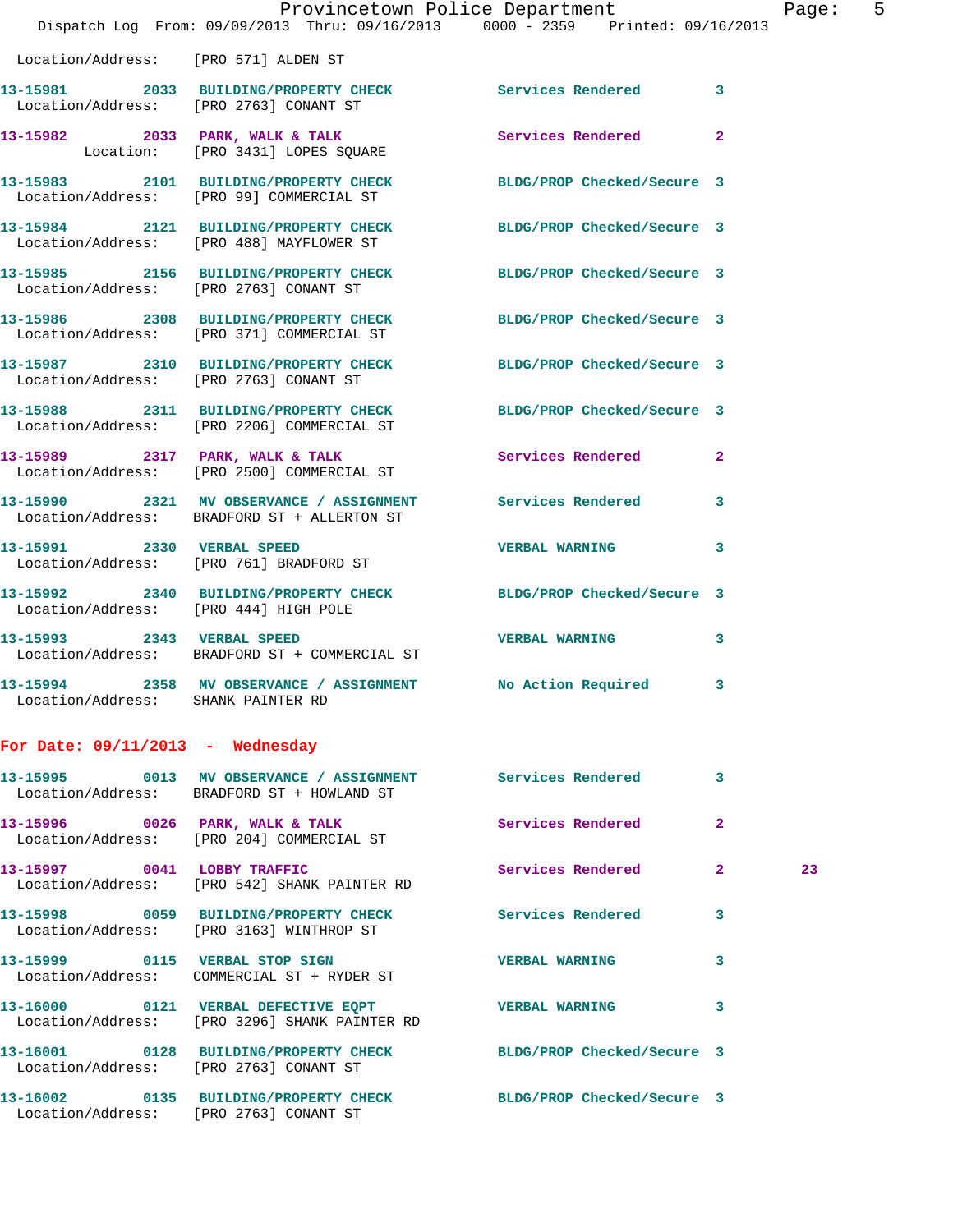Location/Address: [PRO 571] ALDEN ST

**13-15981 2033 BUILDING/PROPERTY CHECK** Services Rendered 3
Location/Address: [PRO 2763] CONANT ST

**13-15982 2033 PARK, WALK & TALK** Services Rendered 2
Location: [PRO 3431] LOPES SQUARE

**13-15983 2101 BUILDING/PROPERTY CHECK** BLDG/PROP Checked/Secure 3
Location/Address: [PRO 99] COMMERCIAL ST

**13-15984 2121 BUILDING/PROPERTY CHECK** BLDG/PROP Checked/Secure 3
Location/Address: [PRO 488] MAYFLOWER ST

**13-15985 2156 BUILDING/PROPERTY CHECK** BLDG/PROP Checked/Secure 3
Location/Address: [PRO 2763] CONANT ST

**13-15986 2308 BUILDING/PROPERTY CHECK** BLDG/PROP Checked/Secure 3
Location/Address: [PRO 371] COMMERCIAL ST

**13-15987 2310 BUILDING/PROPERTY CHECK** BLDG/PROP Checked/Secure 3
Location/Address: [PRO 2763] CONANT ST

**13-15988 2311 BUILDING/PROPERTY CHECK** BLDG/PROP Checked/Secure 3
Location/Address: [PRO 2206] COMMERCIAL ST

**13-15989 2317 PARK, WALK & TALK** Services Rendered 2
Location/Address: [PRO 2500] COMMERCIAL ST

**13-15990 2321 MV OBSERVANCE / ASSIGNMENT** Services Rendered 3
Location/Address: BRADFORD ST + ALLERTON ST

**13-15991 2330 VERBAL SPEED** VERBAL WARNING 3
Location/Address: [PRO 761] BRADFORD ST

**13-15992 2340 BUILDING/PROPERTY CHECK** BLDG/PROP Checked/Secure 3
Location/Address: [PRO 444] HIGH POLE

**13-15993 2343 VERBAL SPEED** VERBAL WARNING 3
Location/Address: BRADFORD ST + COMMERCIAL ST

**13-15994 2358 MV OBSERVANCE / ASSIGNMENT** No Action Required 3
Location/Address: SHANK PAINTER RD

## For Date: 09/11/2013 - Wednesday

**13-15995 0013 MV OBSERVANCE / ASSIGNMENT** Services Rendered 3
Location/Address: BRADFORD ST + HOWLAND ST

**13-15996 0026 PARK, WALK & TALK** Services Rendered 2
Location/Address: [PRO 204] COMMERCIAL ST

**13-15997 0041 LOBBY TRAFFIC** Services Rendered 2 23
Location/Address: [PRO 542] SHANK PAINTER RD

**13-15998 0059 BUILDING/PROPERTY CHECK** Services Rendered 3
Location/Address: [PRO 3163] WINTHROP ST

**13-15999 0115 VERBAL STOP SIGN** VERBAL WARNING 3
Location/Address: COMMERCIAL ST + RYDER ST

**13-16000 0121 VERBAL DEFECTIVE EQPT** VERBAL WARNING 3
Location/Address: [PRO 3296] SHANK PAINTER RD

**13-16001 0128 BUILDING/PROPERTY CHECK** BLDG/PROP Checked/Secure 3
Location/Address: [PRO 2763] CONANT ST

**13-16002 0135 BUILDING/PROPERTY CHECK** BLDG/PROP Checked/Secure 3
Location/Address: [PRO 2763] CONANT ST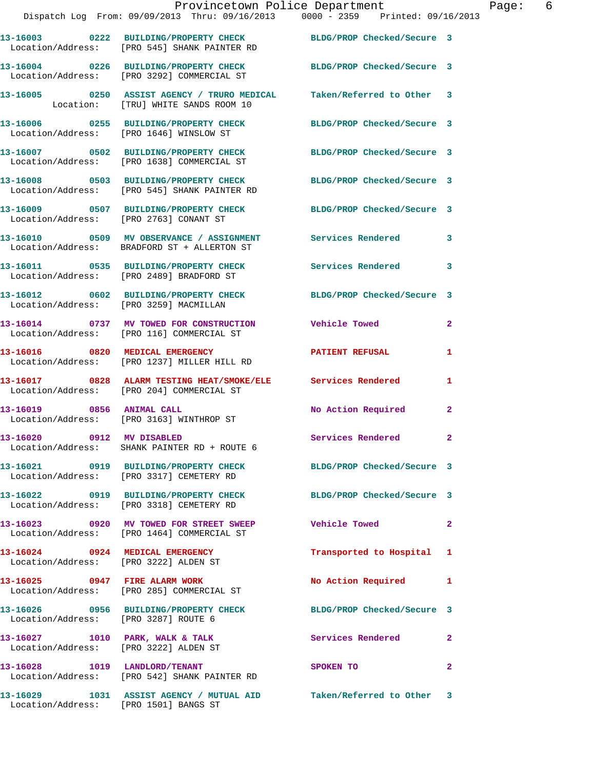13-16003 0222 BUILDING/PROPERTY CHECK BLDG/PROP Checked/Secure 3
Location/Address: [PRO 545] SHANK PAINTER RD

13-16004 0226 BUILDING/PROPERTY CHECK BLDG/PROP Checked/Secure 3
Location/Address: [PRO 3292] COMMERCIAL ST

13-16005 0250 ASSIST AGENCY / TRURO MEDICAL Taken/Referred to Other 3
Location: [TRU] WHITE SANDS ROOM 10

13-16006 0255 BUILDING/PROPERTY CHECK BLDG/PROP Checked/Secure 3
Location/Address: [PRO 1646] WINSLOW ST

13-16007 0502 BUILDING/PROPERTY CHECK BLDG/PROP Checked/Secure 3
Location/Address: [PRO 1638] COMMERCIAL ST

13-16008 0503 BUILDING/PROPERTY CHECK BLDG/PROP Checked/Secure 3
Location/Address: [PRO 545] SHANK PAINTER RD

13-16009 0507 BUILDING/PROPERTY CHECK BLDG/PROP Checked/Secure 3
Location/Address: [PRO 2763] CONANT ST

13-16010 0509 MV OBSERVANCE / ASSIGNMENT Services Rendered 3
Location/Address: BRADFORD ST + ALLERTON ST

13-16011 0535 BUILDING/PROPERTY CHECK Services Rendered 3
Location/Address: [PRO 2489] BRADFORD ST

13-16012 0602 BUILDING/PROPERTY CHECK BLDG/PROP Checked/Secure 3
Location/Address: [PRO 3259] MACMILLAN

13-16014 0737 MV TOWED FOR CONSTRUCTION Vehicle Towed 2
Location/Address: [PRO 116] COMMERCIAL ST

13-16016 0820 MEDICAL EMERGENCY PATIENT REFUSAL 1
Location/Address: [PRO 1237] MILLER HILL RD

13-16017 0828 ALARM TESTING HEAT/SMOKE/ELE Services Rendered 1
Location/Address: [PRO 204] COMMERCIAL ST

13-16019 0856 ANIMAL CALL No Action Required 2
Location/Address: [PRO 3163] WINTHROP ST

13-16020 0912 MV DISABLED Services Rendered 2
Location/Address: SHANK PAINTER RD + ROUTE 6

13-16021 0919 BUILDING/PROPERTY CHECK BLDG/PROP Checked/Secure 3
Location/Address: [PRO 3317] CEMETERY RD

13-16022 0919 BUILDING/PROPERTY CHECK BLDG/PROP Checked/Secure 3
Location/Address: [PRO 3318] CEMETERY RD

13-16023 0920 MV TOWED FOR STREET SWEEP Vehicle Towed 2
Location/Address: [PRO 1464] COMMERCIAL ST

13-16024 0924 MEDICAL EMERGENCY Transported to Hospital 1
Location/Address: [PRO 3222] ALDEN ST

13-16025 0947 FIRE ALARM WORK No Action Required 1
Location/Address: [PRO 285] COMMERCIAL ST

13-16026 0956 BUILDING/PROPERTY CHECK BLDG/PROP Checked/Secure 3
Location/Address: [PRO 3287] ROUTE 6

13-16027 1010 PARK, WALK & TALK Services Rendered 2
Location/Address: [PRO 3222] ALDEN ST

13-16028 1019 LANDLORD/TENANT SPOKEN TO 2
Location/Address: [PRO 542] SHANK PAINTER RD

13-16029 1031 ASSIST AGENCY / MUTUAL AID Taken/Referred to Other 3
Location/Address: [PRO 1501] BANGS ST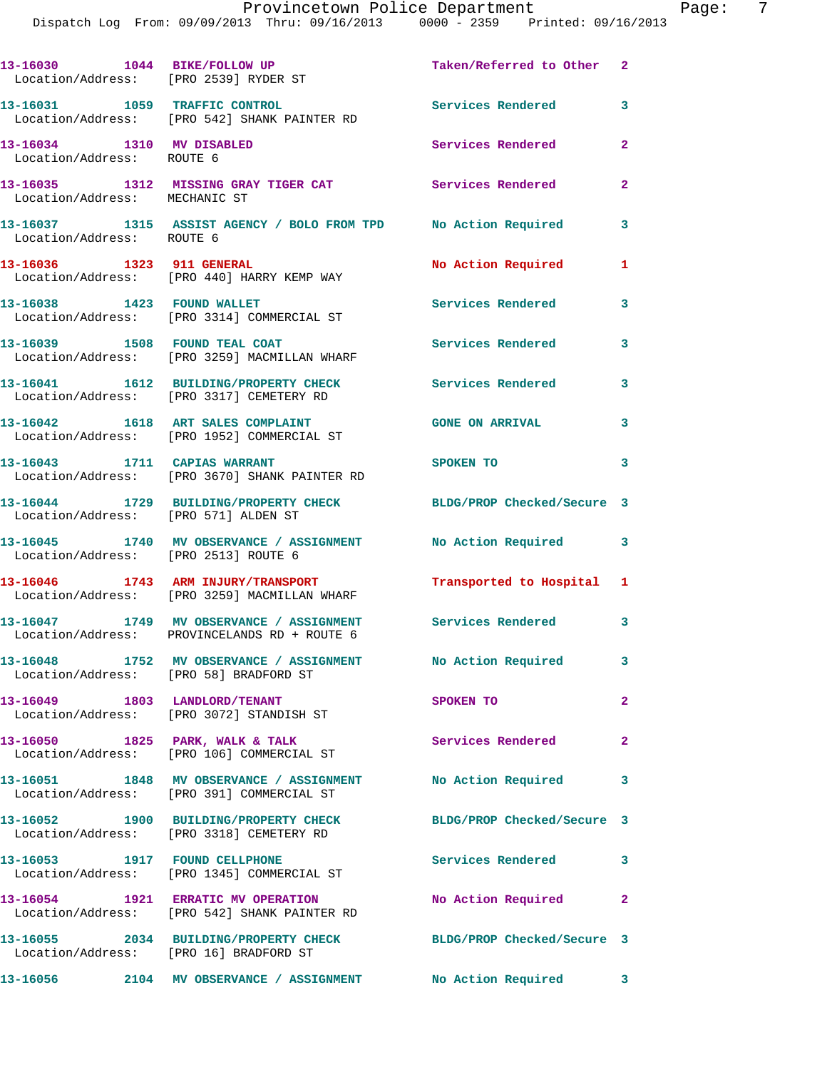13-16030 1044 BIKE/FOLLOW UP Taken/Referred to Other 2
Location/Address: [PRO 2539] RYDER ST

13-16031 1059 TRAFFIC CONTROL Services Rendered 3
Location/Address: [PRO 542] SHANK PAINTER RD

13-16034 1310 MV DISABLED Services Rendered 2
Location/Address: ROUTE 6

13-16035 1312 MISSING GRAY TIGER CAT Services Rendered 2
Location/Address: MECHANIC ST

13-16037 1315 ASSIST AGENCY / BOLO FROM TPD No Action Required 3
Location/Address: ROUTE 6

13-16036 1323 911 GENERAL No Action Required 1
Location/Address: [PRO 440] HARRY KEMP WAY

13-16038 1423 FOUND WALLET Services Rendered 3
Location/Address: [PRO 3314] COMMERCIAL ST

13-16039 1508 FOUND TEAL COAT Services Rendered 3
Location/Address: [PRO 3259] MACMILLAN WHARF

13-16041 1612 BUILDING/PROPERTY CHECK Services Rendered 3
Location/Address: [PRO 3317] CEMETERY RD

13-16042 1618 ART SALES COMPLAINT GONE ON ARRIVAL 3
Location/Address: [PRO 1952] COMMERCIAL ST

13-16043 1711 CAPIAS WARRANT SPOKEN TO 3
Location/Address: [PRO 3670] SHANK PAINTER RD

13-16044 1729 BUILDING/PROPERTY CHECK BLDG/PROP Checked/Secure 3
Location/Address: [PRO 571] ALDEN ST

13-16045 1740 MV OBSERVANCE / ASSIGNMENT No Action Required 3
Location/Address: [PRO 2513] ROUTE 6

13-16046 1743 ARM INJURY/TRANSPORT Transported to Hospital 1
Location/Address: [PRO 3259] MACMILLAN WHARF

13-16047 1749 MV OBSERVANCE / ASSIGNMENT Services Rendered 3
Location/Address: PROVINCELANDS RD + ROUTE 6

13-16048 1752 MV OBSERVANCE / ASSIGNMENT No Action Required 3
Location/Address: [PRO 58] BRADFORD ST

13-16049 1803 LANDLORD/TENANT SPOKEN TO 2
Location/Address: [PRO 3072] STANDISH ST

13-16050 1825 PARK, WALK & TALK Services Rendered 2
Location/Address: [PRO 106] COMMERCIAL ST

13-16051 1848 MV OBSERVANCE / ASSIGNMENT No Action Required 3
Location/Address: [PRO 391] COMMERCIAL ST

13-16052 1900 BUILDING/PROPERTY CHECK BLDG/PROP Checked/Secure 3
Location/Address: [PRO 3318] CEMETERY RD

13-16053 1917 FOUND CELLPHONE Services Rendered 3
Location/Address: [PRO 1345] COMMERCIAL ST

13-16054 1921 ERRATIC MV OPERATION No Action Required 2
Location/Address: [PRO 542] SHANK PAINTER RD

13-16055 2034 BUILDING/PROPERTY CHECK BLDG/PROP Checked/Secure 3
Location/Address: [PRO 16] BRADFORD ST

13-16056 2104 MV OBSERVANCE / ASSIGNMENT No Action Required 3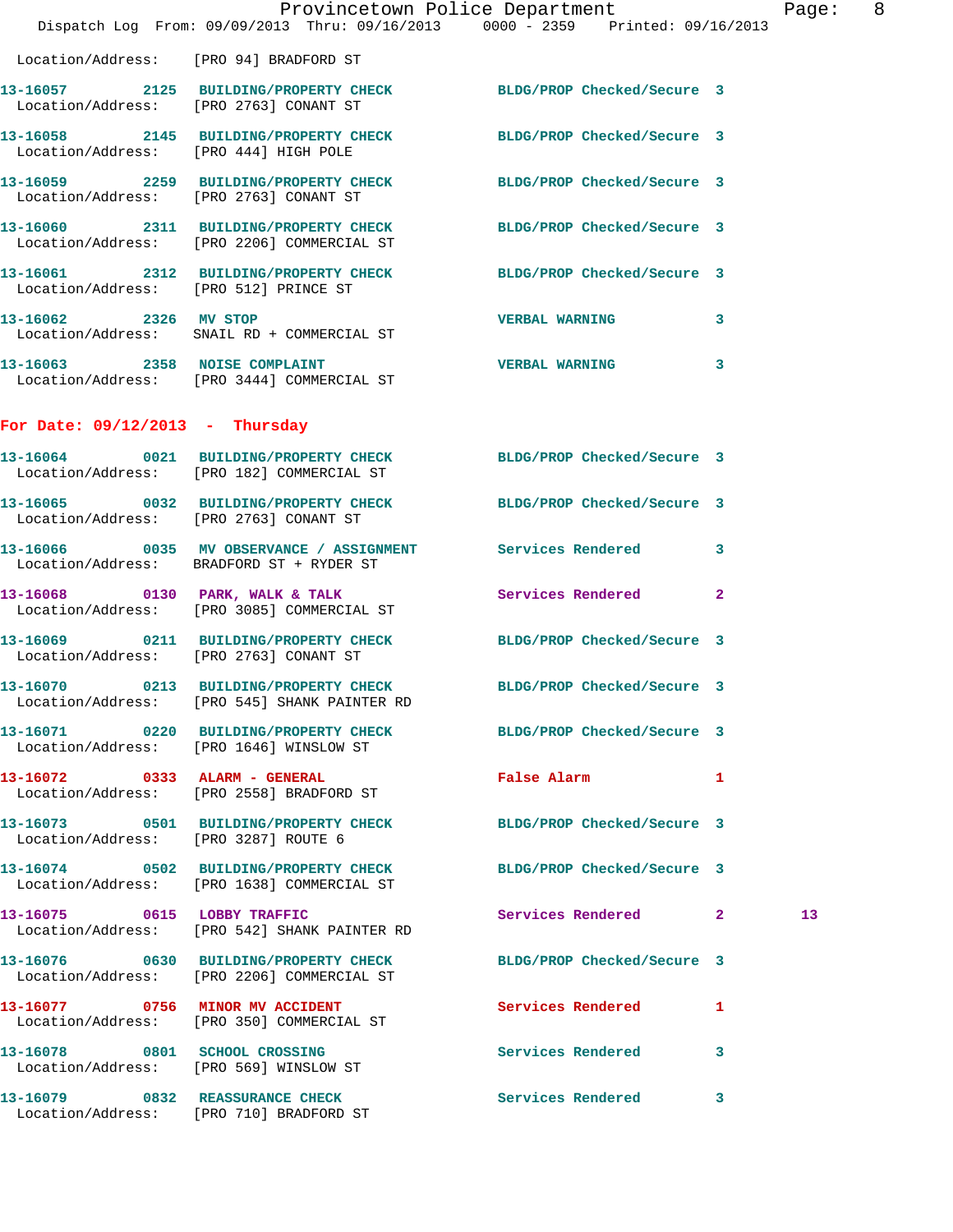Location/Address: [PRO 94] BRADFORD ST

| Call # | Time | Call Reason | Action | Priority | |
|---|---|---|---|---|---|
| 13-16057 | 2125 | BUILDING/PROPERTY CHECK | BLDG/PROP Checked/Secure | 3 | |
| Location/Address: | [PRO 2763] CONANT ST | | | | |
| 13-16058 | 2145 | BUILDING/PROPERTY CHECK | BLDG/PROP Checked/Secure | 3 | |
| Location/Address: | [PRO 444] HIGH POLE | | | | |
| 13-16059 | 2259 | BUILDING/PROPERTY CHECK | BLDG/PROP Checked/Secure | 3 | |
| Location/Address: | [PRO 2763] CONANT ST | | | | |
| 13-16060 | 2311 | BUILDING/PROPERTY CHECK | BLDG/PROP Checked/Secure | 3 | |
| Location/Address: | [PRO 2206] COMMERCIAL ST | | | | |
| 13-16061 | 2312 | BUILDING/PROPERTY CHECK | BLDG/PROP Checked/Secure | 3 | |
| Location/Address: | [PRO 512] PRINCE ST | | | | |
| 13-16062 | 2326 | MV STOP | VERBAL WARNING | 3 | |
| Location/Address: | SNAIL RD + COMMERCIAL ST | | | | |
| 13-16063 | 2358 | NOISE COMPLAINT | VERBAL WARNING | 3 | |
| Location/Address: | [PRO 3444] COMMERCIAL ST | | | | |

**For Date: 09/12/2013 - Thursday**

| Call # | Time | Call Reason | Action | Priority | |
|---|---|---|---|---|---|
| 13-16064 | 0021 | BUILDING/PROPERTY CHECK | BLDG/PROP Checked/Secure | 3 | |
| Location/Address: | [PRO 182] COMMERCIAL ST | | | | |
| 13-16065 | 0032 | BUILDING/PROPERTY CHECK | BLDG/PROP Checked/Secure | 3 | |
| Location/Address: | [PRO 2763] CONANT ST | | | | |
| 13-16066 | 0035 | MV OBSERVANCE / ASSIGNMENT | Services Rendered | 3 | |
| Location/Address: | BRADFORD ST + RYDER ST | | | | |
| 13-16068 | 0130 | PARK, WALK & TALK | Services Rendered | 2 | |
| Location/Address: | [PRO 3085] COMMERCIAL ST | | | | |
| 13-16069 | 0211 | BUILDING/PROPERTY CHECK | BLDG/PROP Checked/Secure | 3 | |
| Location/Address: | [PRO 2763] CONANT ST | | | | |
| 13-16070 | 0213 | BUILDING/PROPERTY CHECK | BLDG/PROP Checked/Secure | 3 | |
| Location/Address: | [PRO 545] SHANK PAINTER RD | | | | |
| 13-16071 | 0220 | BUILDING/PROPERTY CHECK | BLDG/PROP Checked/Secure | 3 | |
| Location/Address: | [PRO 1646] WINSLOW ST | | | | |
| 13-16072 | 0333 | ALARM - GENERAL | False Alarm | 1 | |
| Location/Address: | [PRO 2558] BRADFORD ST | | | | |
| 13-16073 | 0501 | BUILDING/PROPERTY CHECK | BLDG/PROP Checked/Secure | 3 | |
| Location/Address: | [PRO 3287] ROUTE 6 | | | | |
| 13-16074 | 0502 | BUILDING/PROPERTY CHECK | BLDG/PROP Checked/Secure | 3 | |
| Location/Address: | [PRO 1638] COMMERCIAL ST | | | | |
| 13-16075 | 0615 | LOBBY TRAFFIC | Services Rendered | 2 | 13 |
| Location/Address: | [PRO 542] SHANK PAINTER RD | | | | |
| 13-16076 | 0630 | BUILDING/PROPERTY CHECK | BLDG/PROP Checked/Secure | 3 | |
| Location/Address: | [PRO 2206] COMMERCIAL ST | | | | |
| 13-16077 | 0756 | MINOR MV ACCIDENT | Services Rendered | 1 | |
| Location/Address: | [PRO 350] COMMERCIAL ST | | | | |
| 13-16078 | 0801 | SCHOOL CROSSING | Services Rendered | 3 | |
| Location/Address: | [PRO 569] WINSLOW ST | | | | |
| 13-16079 | 0832 | REASSURANCE CHECK | Services Rendered | 3 | |
| Location/Address: | [PRO 710] BRADFORD ST | | | | |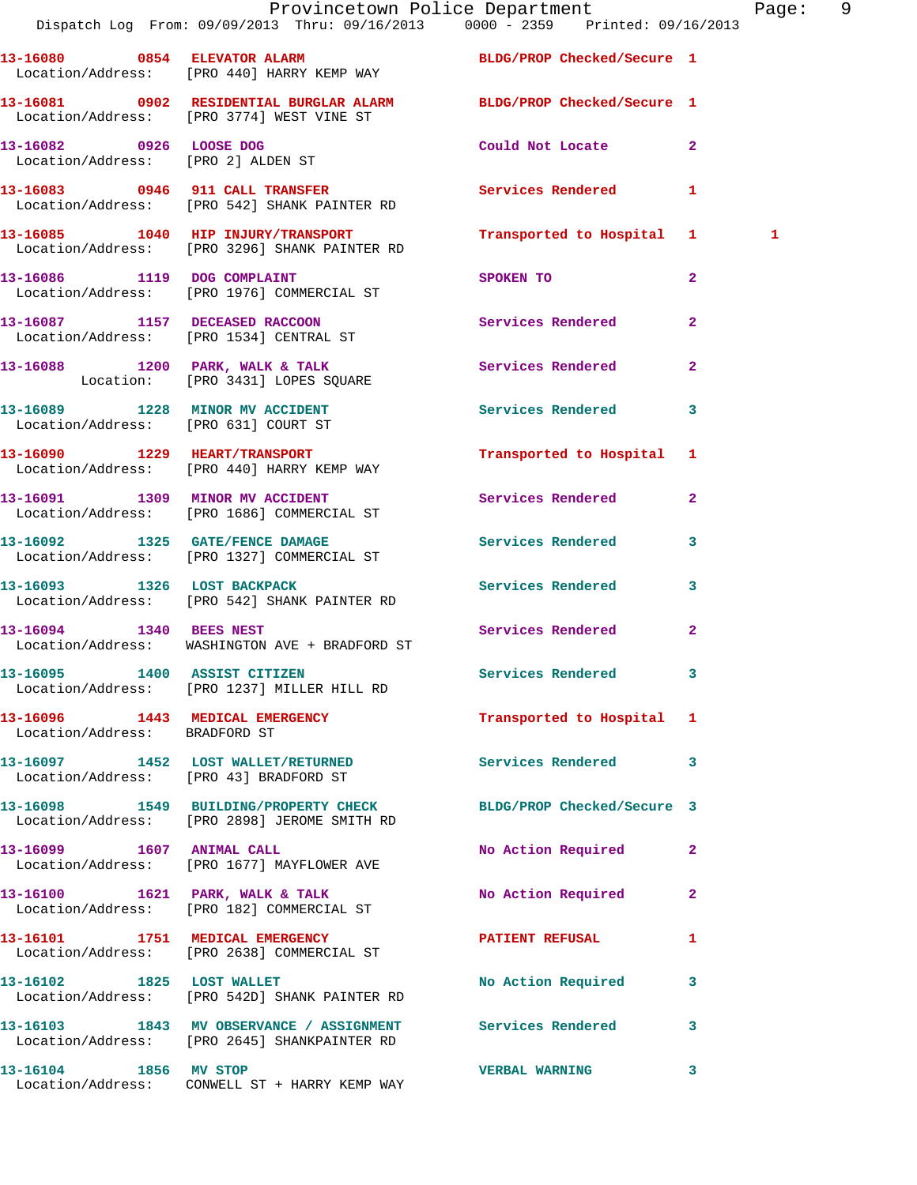13-16080 0854 ELEVATOR ALARM BLDG/PROP Checked/Secure 1
Location/Address: [PRO 440] HARRY KEMP WAY

13-16081 0902 RESIDENTIAL BURGLAR ALARM BLDG/PROP Checked/Secure 1
Location/Address: [PRO 3774] WEST VINE ST

13-16082 0926 LOOSE DOG Could Not Locate 2
Location/Address: [PRO 2] ALDEN ST

13-16083 0946 911 CALL TRANSFER Services Rendered 1
Location/Address: [PRO 542] SHANK PAINTER RD

13-16085 1040 HIP INJURY/TRANSPORT Transported to Hospital 1 1
Location/Address: [PRO 3296] SHANK PAINTER RD

13-16086 1119 DOG COMPLAINT SPOKEN TO 2
Location/Address: [PRO 1976] COMMERCIAL ST

13-16087 1157 DECEASED RACCOON Services Rendered 2
Location/Address: [PRO 1534] CENTRAL ST

13-16088 1200 PARK, WALK & TALK Services Rendered 2
Location: [PRO 3431] LOPES SQUARE

13-16089 1228 MINOR MV ACCIDENT Services Rendered 3
Location/Address: [PRO 631] COURT ST

13-16090 1229 HEART/TRANSPORT Transported to Hospital 1
Location/Address: [PRO 440] HARRY KEMP WAY

13-16091 1309 MINOR MV ACCIDENT Services Rendered 2
Location/Address: [PRO 1686] COMMERCIAL ST

13-16092 1325 GATE/FENCE DAMAGE Services Rendered 3
Location/Address: [PRO 1327] COMMERCIAL ST

13-16093 1326 LOST BACKPACK Services Rendered 3
Location/Address: [PRO 542] SHANK PAINTER RD

13-16094 1340 BEES NEST Services Rendered 2
Location/Address: WASHINGTON AVE + BRADFORD ST

13-16095 1400 ASSIST CITIZEN Services Rendered 3
Location/Address: [PRO 1237] MILLER HILL RD

13-16096 1443 MEDICAL EMERGENCY Transported to Hospital 1
Location/Address: BRADFORD ST

13-16097 1452 LOST WALLET/RETURNED Services Rendered 3
Location/Address: [PRO 43] BRADFORD ST

13-16098 1549 BUILDING/PROPERTY CHECK BLDG/PROP Checked/Secure 3
Location/Address: [PRO 2898] JEROME SMITH RD

13-16099 1607 ANIMAL CALL No Action Required 2
Location/Address: [PRO 1677] MAYFLOWER AVE

13-16100 1621 PARK, WALK & TALK No Action Required 2
Location/Address: [PRO 182] COMMERCIAL ST

13-16101 1751 MEDICAL EMERGENCY PATIENT REFUSAL 1
Location/Address: [PRO 2638] COMMERCIAL ST

13-16102 1825 LOST WALLET No Action Required 3
Location/Address: [PRO 542D] SHANK PAINTER RD

13-16103 1843 MV OBSERVANCE / ASSIGNMENT Services Rendered 3
Location/Address: [PRO 2645] SHANKPAINTER RD

13-16104 1856 MV STOP VERBAL WARNING 3
Location/Address: CONWELL ST + HARRY KEMP WAY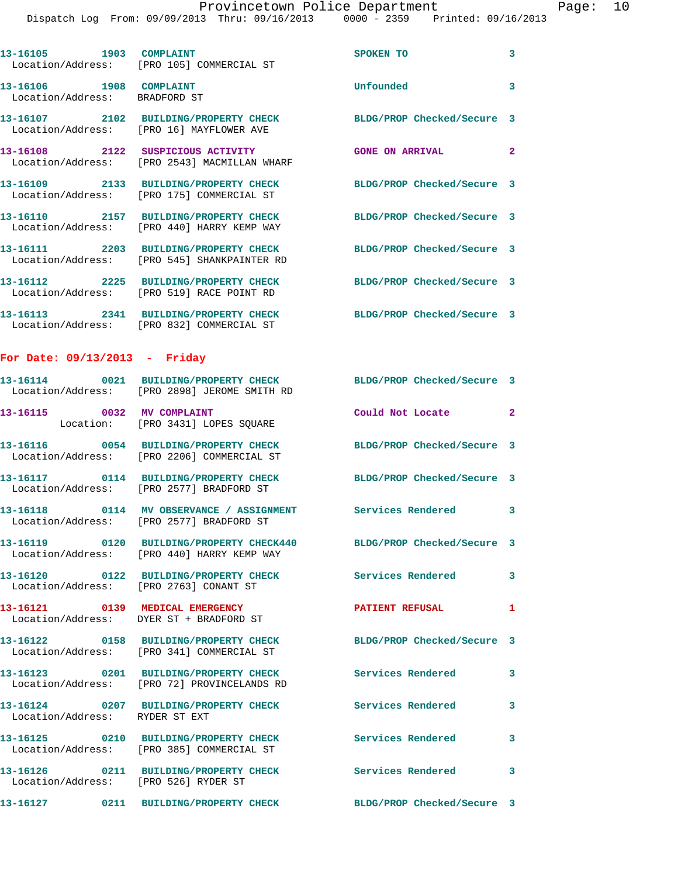13-16105 1903 COMPLAINT SPOKEN TO 3
Location/Address: [PRO 105] COMMERCIAL ST

13-16106 1908 COMPLAINT Unfounded 3
Location/Address: BRADFORD ST

13-16107 2102 BUILDING/PROPERTY CHECK BLDG/PROP Checked/Secure 3
Location/Address: [PRO 16] MAYFLOWER AVE

13-16108 2122 SUSPICIOUS ACTIVITY GONE ON ARRIVAL 2
Location/Address: [PRO 2543] MACMILLAN WHARF

13-16109 2133 BUILDING/PROPERTY CHECK BLDG/PROP Checked/Secure 3
Location/Address: [PRO 175] COMMERCIAL ST

13-16110 2157 BUILDING/PROPERTY CHECK BLDG/PROP Checked/Secure 3
Location/Address: [PRO 440] HARRY KEMP WAY

13-16111 2203 BUILDING/PROPERTY CHECK BLDG/PROP Checked/Secure 3
Location/Address: [PRO 545] SHANKPAINTER RD

13-16112 2225 BUILDING/PROPERTY CHECK BLDG/PROP Checked/Secure 3
Location/Address: [PRO 519] RACE POINT RD

13-16113 2341 BUILDING/PROPERTY CHECK BLDG/PROP Checked/Secure 3
Location/Address: [PRO 832] COMMERCIAL ST

## For Date: 09/13/2013 - Friday

13-16114 0021 BUILDING/PROPERTY CHECK BLDG/PROP Checked/Secure 3
Location/Address: [PRO 2898] JEROME SMITH RD

13-16115 0032 MV COMPLAINT Could Not Locate 2
Location: [PRO 3431] LOPES SQUARE

13-16116 0054 BUILDING/PROPERTY CHECK BLDG/PROP Checked/Secure 3
Location/Address: [PRO 2206] COMMERCIAL ST

13-16117 0114 BUILDING/PROPERTY CHECK BLDG/PROP Checked/Secure 3
Location/Address: [PRO 2577] BRADFORD ST

13-16118 0114 MV OBSERVANCE / ASSIGNMENT Services Rendered 3
Location/Address: [PRO 2577] BRADFORD ST

13-16119 0120 BUILDING/PROPERTY CHECK440 BLDG/PROP Checked/Secure 3
Location/Address: [PRO 440] HARRY KEMP WAY

13-16120 0122 BUILDING/PROPERTY CHECK Services Rendered 3
Location/Address: [PRO 2763] CONANT ST

13-16121 0139 MEDICAL EMERGENCY PATIENT REFUSAL 1
Location/Address: DYER ST + BRADFORD ST

13-16122 0158 BUILDING/PROPERTY CHECK BLDG/PROP Checked/Secure 3
Location/Address: [PRO 341] COMMERCIAL ST

13-16123 0201 BUILDING/PROPERTY CHECK Services Rendered 3
Location/Address: [PRO 72] PROVINCELANDS RD

13-16124 0207 BUILDING/PROPERTY CHECK Services Rendered 3
Location/Address: RYDER ST EXT

13-16125 0210 BUILDING/PROPERTY CHECK Services Rendered 3
Location/Address: [PRO 385] COMMERCIAL ST

13-16126 0211 BUILDING/PROPERTY CHECK Services Rendered 3
Location/Address: [PRO 526] RYDER ST

13-16127 0211 BUILDING/PROPERTY CHECK BLDG/PROP Checked/Secure 3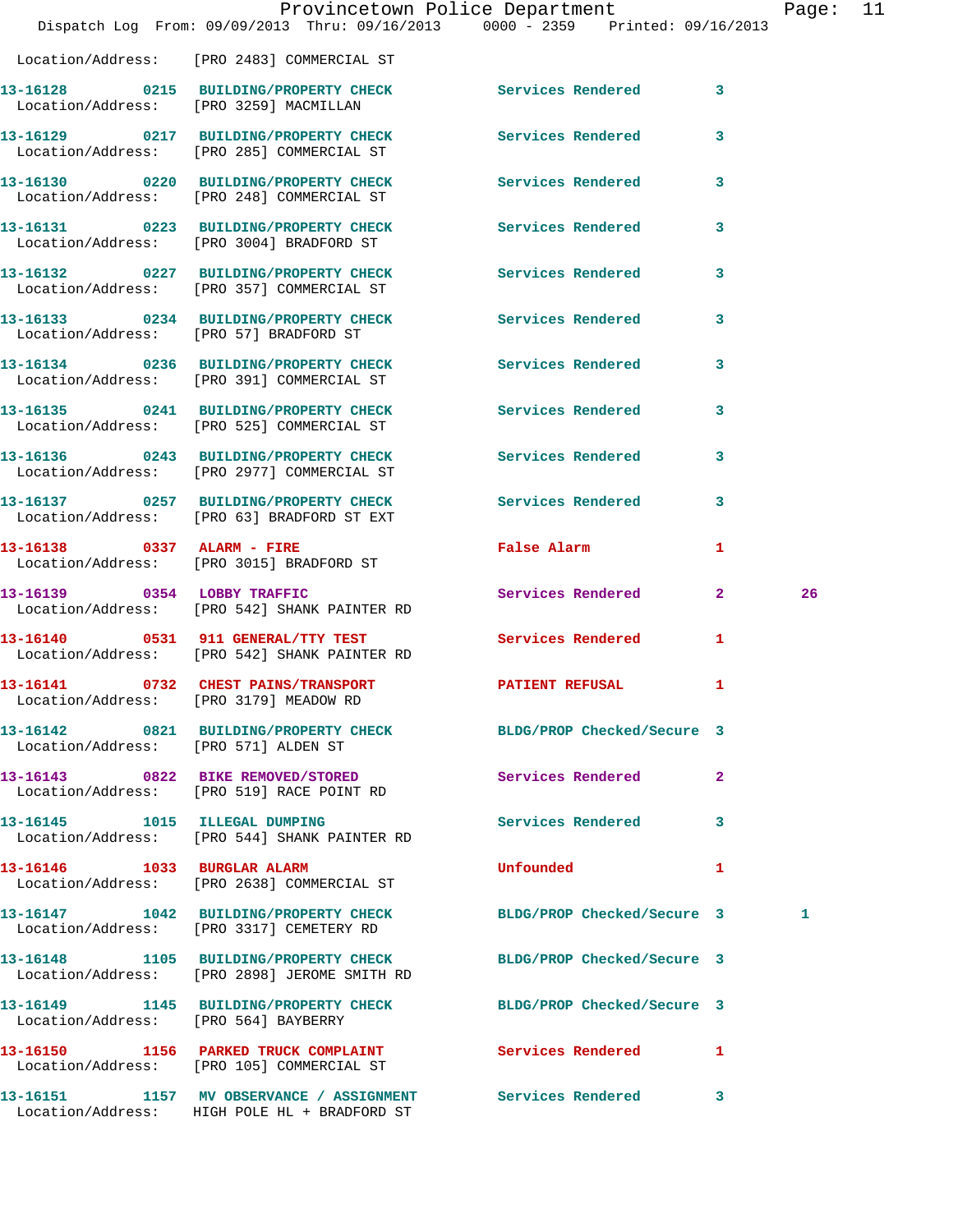Location/Address: [PRO 2483] COMMERCIAL ST

| Call Number | Time | Call Type | Disposition | Priority | |
|---|---|---|---|---|---|
| 13-16128 | 0215 | BUILDING/PROPERTY CHECK | Services Rendered | 3 | |
| Location/Address: | | [PRO 3259] MACMILLAN | | | |
| 13-16129 | 0217 | BUILDING/PROPERTY CHECK | Services Rendered | 3 | |
| Location/Address: | | [PRO 285] COMMERCIAL ST | | | |
| 13-16130 | 0220 | BUILDING/PROPERTY CHECK | Services Rendered | 3 | |
| Location/Address: | | [PRO 248] COMMERCIAL ST | | | |
| 13-16131 | 0223 | BUILDING/PROPERTY CHECK | Services Rendered | 3 | |
| Location/Address: | | [PRO 3004] BRADFORD ST | | | |
| 13-16132 | 0227 | BUILDING/PROPERTY CHECK | Services Rendered | 3 | |
| Location/Address: | | [PRO 357] COMMERCIAL ST | | | |
| 13-16133 | 0234 | BUILDING/PROPERTY CHECK | Services Rendered | 3 | |
| Location/Address: | | [PRO 57] BRADFORD ST | | | |
| 13-16134 | 0236 | BUILDING/PROPERTY CHECK | Services Rendered | 3 | |
| Location/Address: | | [PRO 391] COMMERCIAL ST | | | |
| 13-16135 | 0241 | BUILDING/PROPERTY CHECK | Services Rendered | 3 | |
| Location/Address: | | [PRO 525] COMMERCIAL ST | | | |
| 13-16136 | 0243 | BUILDING/PROPERTY CHECK | Services Rendered | 3 | |
| Location/Address: | | [PRO 2977] COMMERCIAL ST | | | |
| 13-16137 | 0257 | BUILDING/PROPERTY CHECK | Services Rendered | 3 | |
| Location/Address: | | [PRO 63] BRADFORD ST EXT | | | |
| 13-16138 | 0337 | ALARM - FIRE | False Alarm | 1 | |
| Location/Address: | | [PRO 3015] BRADFORD ST | | | |
| 13-16139 | 0354 | LOBBY TRAFFIC | Services Rendered | 2 | 26 |
| Location/Address: | | [PRO 542] SHANK PAINTER RD | | | |
| 13-16140 | 0531 | 911 GENERAL/TTY TEST | Services Rendered | 1 | |
| Location/Address: | | [PRO 542] SHANK PAINTER RD | | | |
| 13-16141 | 0732 | CHEST PAINS/TRANSPORT | PATIENT REFUSAL | 1 | |
| Location/Address: | | [PRO 3179] MEADOW RD | | | |
| 13-16142 | 0821 | BUILDING/PROPERTY CHECK | BLDG/PROP Checked/Secure | 3 | |
| Location/Address: | | [PRO 571] ALDEN ST | | | |
| 13-16143 | 0822 | BIKE REMOVED/STORED | Services Rendered | 2 | |
| Location/Address: | | [PRO 519] RACE POINT RD | | | |
| 13-16145 | 1015 | ILLEGAL DUMPING | Services Rendered | 3 | |
| Location/Address: | | [PRO 544] SHANK PAINTER RD | | | |
| 13-16146 | 1033 | BURGLAR ALARM | Unfounded | 1 | |
| Location/Address: | | [PRO 2638] COMMERCIAL ST | | | |
| 13-16147 | 1042 | BUILDING/PROPERTY CHECK | BLDG/PROP Checked/Secure | 3 | 1 |
| Location/Address: | | [PRO 3317] CEMETERY RD | | | |
| 13-16148 | 1105 | BUILDING/PROPERTY CHECK | BLDG/PROP Checked/Secure | 3 | |
| Location/Address: | | [PRO 2898] JEROME SMITH RD | | | |
| 13-16149 | 1145 | BUILDING/PROPERTY CHECK | BLDG/PROP Checked/Secure | 3 | |
| Location/Address: | | [PRO 564] BAYBERRY | | | |
| 13-16150 | 1156 | PARKED TRUCK COMPLAINT | Services Rendered | 1 | |
| Location/Address: | | [PRO 105] COMMERCIAL ST | | | |
| 13-16151 | 1157 | MV OBSERVANCE / ASSIGNMENT | Services Rendered | 3 | |
| Location/Address: | | HIGH POLE HL + BRADFORD ST | | | |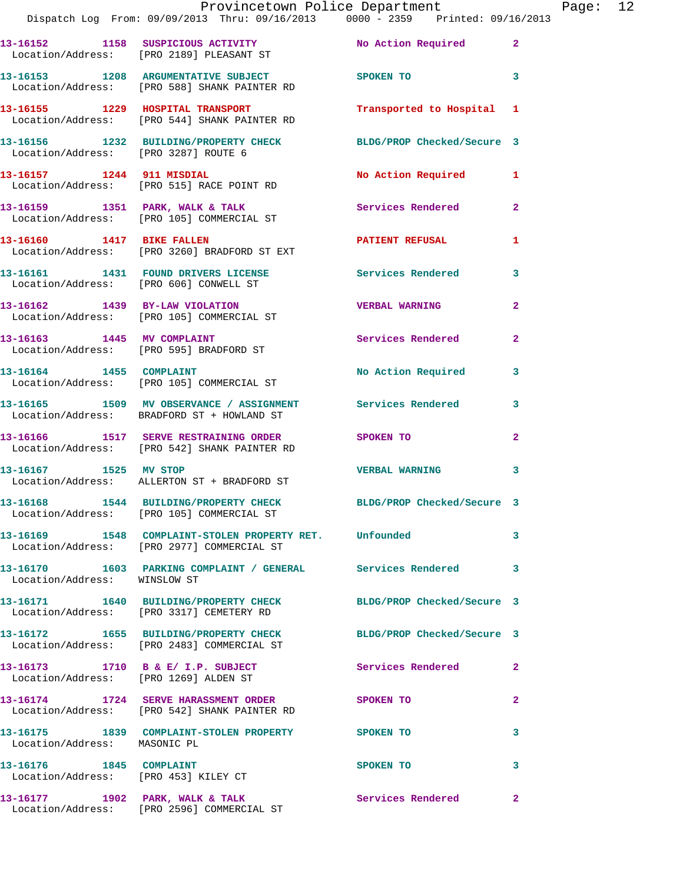13-16152 1158 SUSPICIOUS ACTIVITY No Action Required 2
Location/Address: [PRO 2189] PLEASANT ST

13-16153 1208 ARGUMENTATIVE SUBJECT SPOKEN TO 3
Location/Address: [PRO 588] SHANK PAINTER RD

13-16155 1229 HOSPITAL TRANSPORT Transported to Hospital 1
Location/Address: [PRO 544] SHANK PAINTER RD

13-16156 1232 BUILDING/PROPERTY CHECK BLDG/PROP Checked/Secure 3
Location/Address: [PRO 3287] ROUTE 6

13-16157 1244 911 MISDIAL No Action Required 1
Location/Address: [PRO 515] RACE POINT RD

13-16159 1351 PARK, WALK & TALK Services Rendered 2
Location/Address: [PRO 105] COMMERCIAL ST

13-16160 1417 BIKE FALLEN PATIENT REFUSAL 1
Location/Address: [PRO 3260] BRADFORD ST EXT

13-16161 1431 FOUND DRIVERS LICENSE Services Rendered 3
Location/Address: [PRO 606] CONWELL ST

13-16162 1439 BY-LAW VIOLATION VERBAL WARNING 2
Location/Address: [PRO 105] COMMERCIAL ST

13-16163 1445 MV COMPLAINT Services Rendered 2
Location/Address: [PRO 595] BRADFORD ST

13-16164 1455 COMPLAINT No Action Required 3
Location/Address: [PRO 105] COMMERCIAL ST

13-16165 1509 MV OBSERVANCE / ASSIGNMENT Services Rendered 3
Location/Address: BRADFORD ST + HOWLAND ST

13-16166 1517 SERVE RESTRAINING ORDER SPOKEN TO 2
Location/Address: [PRO 542] SHANK PAINTER RD

13-16167 1525 MV STOP VERBAL WARNING 3
Location/Address: ALLERTON ST + BRADFORD ST

13-16168 1544 BUILDING/PROPERTY CHECK BLDG/PROP Checked/Secure 3
Location/Address: [PRO 105] COMMERCIAL ST

13-16169 1548 COMPLAINT-STOLEN PROPERTY RET. Unfounded 3
Location/Address: [PRO 2977] COMMERCIAL ST

13-16170 1603 PARKING COMPLAINT / GENERAL Services Rendered 3
Location/Address: WINSLOW ST

13-16171 1640 BUILDING/PROPERTY CHECK BLDG/PROP Checked/Secure 3
Location/Address: [PRO 3317] CEMETERY RD

13-16172 1655 BUILDING/PROPERTY CHECK BLDG/PROP Checked/Secure 3
Location/Address: [PRO 2483] COMMERCIAL ST

13-16173 1710 B & E/ I.P. SUBJECT Services Rendered 2
Location/Address: [PRO 1269] ALDEN ST

13-16174 1724 SERVE HARASSMENT ORDER SPOKEN TO 2
Location/Address: [PRO 542] SHANK PAINTER RD

13-16175 1839 COMPLAINT-STOLEN PROPERTY SPOKEN TO 3
Location/Address: MASONIC PL

13-16176 1845 COMPLAINT SPOKEN TO 3
Location/Address: [PRO 453] KILEY CT

13-16177 1902 PARK, WALK & TALK Services Rendered 2
Location/Address: [PRO 2596] COMMERCIAL ST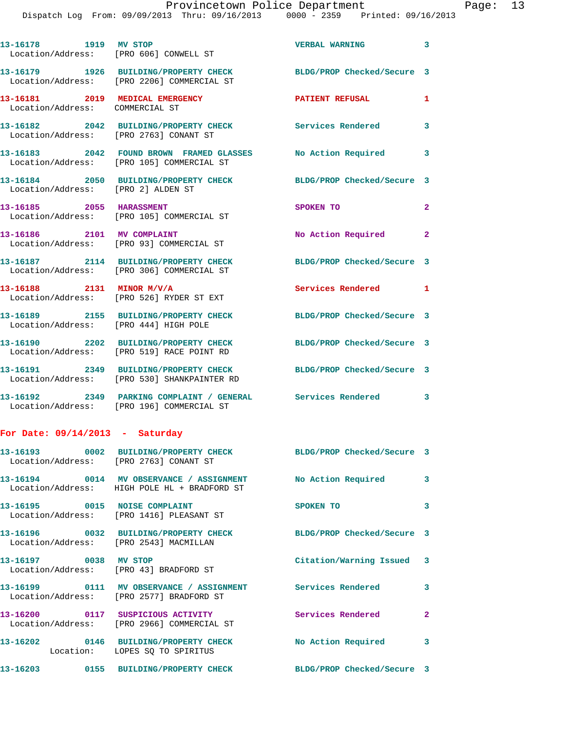13-16178 1919 MV STOP VERBAL WARNING 3
Location/Address: [PRO 606] CONWELL ST

13-16179 1926 BUILDING/PROPERTY CHECK BLDG/PROP Checked/Secure 3
Location/Address: [PRO 2206] COMMERCIAL ST

13-16181 2019 MEDICAL EMERGENCY PATIENT REFUSAL 1
Location/Address: COMMERCIAL ST

13-16182 2042 BUILDING/PROPERTY CHECK Services Rendered 3
Location/Address: [PRO 2763] CONANT ST

13-16183 2042 FOUND BROWN FRAMED GLASSES No Action Required 3
Location/Address: [PRO 105] COMMERCIAL ST

13-16184 2050 BUILDING/PROPERTY CHECK BLDG/PROP Checked/Secure 3
Location/Address: [PRO 2] ALDEN ST

13-16185 2055 HARASSMENT SPOKEN TO 2
Location/Address: [PRO 105] COMMERCIAL ST

13-16186 2101 MV COMPLAINT No Action Required 2
Location/Address: [PRO 93] COMMERCIAL ST

13-16187 2114 BUILDING/PROPERTY CHECK BLDG/PROP Checked/Secure 3
Location/Address: [PRO 306] COMMERCIAL ST

13-16188 2131 MINOR M/V/A Services Rendered 1
Location/Address: [PRO 526] RYDER ST EXT

13-16189 2155 BUILDING/PROPERTY CHECK BLDG/PROP Checked/Secure 3
Location/Address: [PRO 444] HIGH POLE

13-16190 2202 BUILDING/PROPERTY CHECK BLDG/PROP Checked/Secure 3
Location/Address: [PRO 519] RACE POINT RD

13-16191 2349 BUILDING/PROPERTY CHECK BLDG/PROP Checked/Secure 3
Location/Address: [PRO 530] SHANKPAINTER RD

13-16192 2349 PARKING COMPLAINT / GENERAL Services Rendered 3
Location/Address: [PRO 196] COMMERCIAL ST

## For Date: 09/14/2013 - Saturday

13-16193 0002 BUILDING/PROPERTY CHECK BLDG/PROP Checked/Secure 3
Location/Address: [PRO 2763] CONANT ST

13-16194 0014 MV OBSERVANCE / ASSIGNMENT No Action Required 3
Location/Address: HIGH POLE HL + BRADFORD ST

13-16195 0015 NOISE COMPLAINT SPOKEN TO 3
Location/Address: [PRO 1416] PLEASANT ST

13-16196 0032 BUILDING/PROPERTY CHECK BLDG/PROP Checked/Secure 3
Location/Address: [PRO 2543] MACMILLAN

13-16197 0038 MV STOP Citation/Warning Issued 3
Location/Address: [PRO 43] BRADFORD ST

13-16199 0111 MV OBSERVANCE / ASSIGNMENT Services Rendered 3
Location/Address: [PRO 2577] BRADFORD ST

13-16200 0117 SUSPICIOUS ACTIVITY Services Rendered 2
Location/Address: [PRO 2966] COMMERCIAL ST

13-16202 0146 BUILDING/PROPERTY CHECK No Action Required 3
Location: LOPES SQ TO SPIRITUS

13-16203 0155 BUILDING/PROPERTY CHECK BLDG/PROP Checked/Secure 3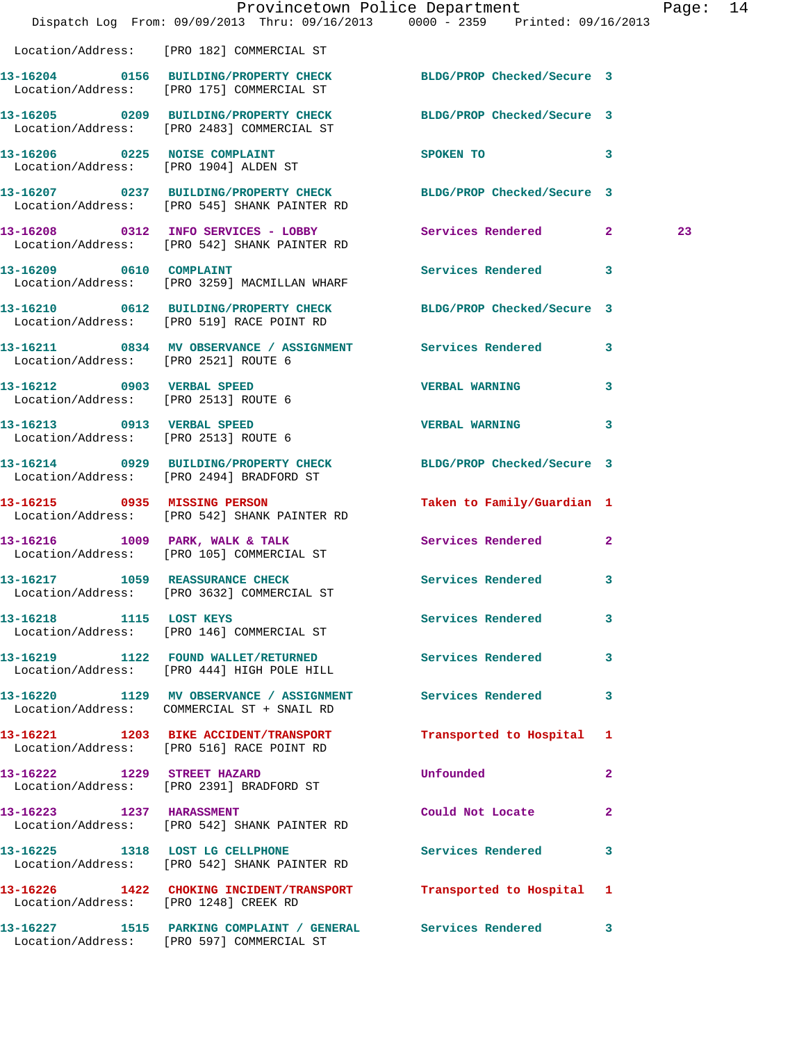Location/Address: [PRO 182] COMMERCIAL ST

| Call # | Time | Call Reason | Action | Priority | |
|---|---|---|---|---|---|
| 13-16204 | 0156 | BUILDING/PROPERTY CHECK | BLDG/PROP Checked/Secure | 3 | |
| Location/Address: [PRO 175] COMMERCIAL ST | | | | | |
| 13-16205 | 0209 | BUILDING/PROPERTY CHECK | BLDG/PROP Checked/Secure | 3 | |
| Location/Address: [PRO 2483] COMMERCIAL ST | | | | | |
| 13-16206 | 0225 | NOISE COMPLAINT | SPOKEN TO | 3 | |
| Location/Address: [PRO 1904] ALDEN ST | | | | | |
| 13-16207 | 0237 | BUILDING/PROPERTY CHECK | BLDG/PROP Checked/Secure | 3 | |
| Location/Address: [PRO 545] SHANK PAINTER RD | | | | | |
| 13-16208 | 0312 | INFO SERVICES - LOBBY | Services Rendered | 2 | 23 |
| Location/Address: [PRO 542] SHANK PAINTER RD | | | | | |
| 13-16209 | 0610 | COMPLAINT | Services Rendered | 3 | |
| Location/Address: [PRO 3259] MACMILLAN WHARF | | | | | |
| 13-16210 | 0612 | BUILDING/PROPERTY CHECK | BLDG/PROP Checked/Secure | 3 | |
| Location/Address: [PRO 519] RACE POINT RD | | | | | |
| 13-16211 | 0834 | MV OBSERVANCE / ASSIGNMENT | Services Rendered | 3 | |
| Location/Address: [PRO 2521] ROUTE 6 | | | | | |
| 13-16212 | 0903 | VERBAL SPEED | VERBAL WARNING | 3 | |
| Location/Address: [PRO 2513] ROUTE 6 | | | | | |
| 13-16213 | 0913 | VERBAL SPEED | VERBAL WARNING | 3 | |
| Location/Address: [PRO 2513] ROUTE 6 | | | | | |
| 13-16214 | 0929 | BUILDING/PROPERTY CHECK | BLDG/PROP Checked/Secure | 3 | |
| Location/Address: [PRO 2494] BRADFORD ST | | | | | |
| 13-16215 | 0935 | MISSING PERSON | Taken to Family/Guardian | 1 | |
| Location/Address: [PRO 542] SHANK PAINTER RD | | | | | |
| 13-16216 | 1009 | PARK, WALK & TALK | Services Rendered | 2 | |
| Location/Address: [PRO 105] COMMERCIAL ST | | | | | |
| 13-16217 | 1059 | REASSURANCE CHECK | Services Rendered | 3 | |
| Location/Address: [PRO 3632] COMMERCIAL ST | | | | | |
| 13-16218 | 1115 | LOST KEYS | Services Rendered | 3 | |
| Location/Address: [PRO 146] COMMERCIAL ST | | | | | |
| 13-16219 | 1122 | FOUND WALLET/RETURNED | Services Rendered | 3 | |
| Location/Address: [PRO 444] HIGH POLE HILL | | | | | |
| 13-16220 | 1129 | MV OBSERVANCE / ASSIGNMENT | Services Rendered | 3 | |
| Location/Address: COMMERCIAL ST + SNAIL RD | | | | | |
| 13-16221 | 1203 | BIKE ACCIDENT/TRANSPORT | Transported to Hospital | 1 | |
| Location/Address: [PRO 516] RACE POINT RD | | | | | |
| 13-16222 | 1229 | STREET HAZARD | Unfounded | 2 | |
| Location/Address: [PRO 2391] BRADFORD ST | | | | | |
| 13-16223 | 1237 | HARASSMENT | Could Not Locate | 2 | |
| Location/Address: [PRO 542] SHANK PAINTER RD | | | | | |
| 13-16225 | 1318 | LOST LG CELLPHONE | Services Rendered | 3 | |
| Location/Address: [PRO 542] SHANK PAINTER RD | | | | | |
| 13-16226 | 1422 | CHOKING INCIDENT/TRANSPORT | Transported to Hospital | 1 | |
| Location/Address: [PRO 1248] CREEK RD | | | | | |
| 13-16227 | 1515 | PARKING COMPLAINT / GENERAL | Services Rendered | 3 | |
| Location/Address: [PRO 597] COMMERCIAL ST | | | | | |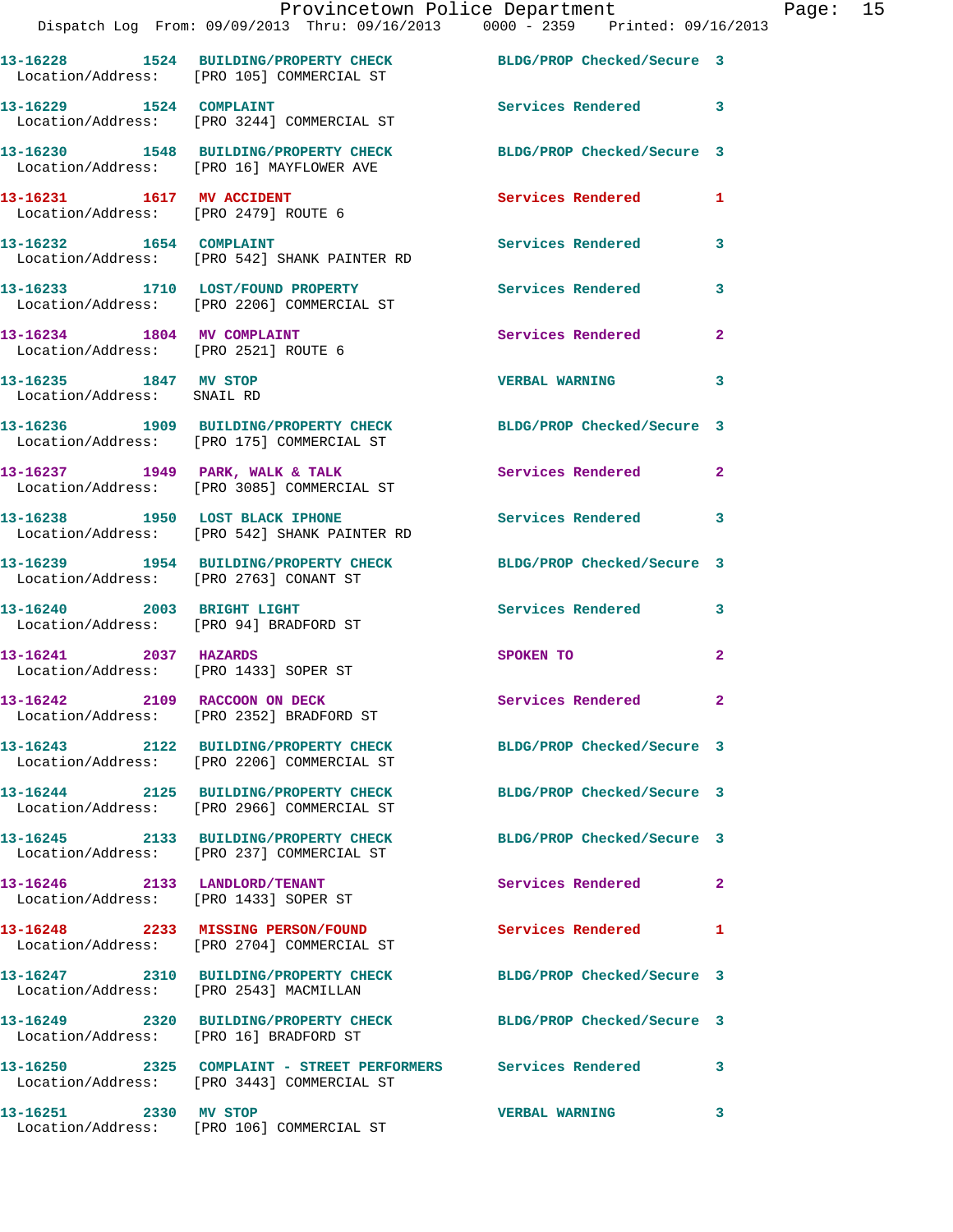13-16228 1524 BUILDING/PROPERTY CHECK BLDG/PROP Checked/Secure 3
Location/Address: [PRO 105] COMMERCIAL ST

13-16229 1524 COMPLAINT Services Rendered 3
Location/Address: [PRO 3244] COMMERCIAL ST

13-16230 1548 BUILDING/PROPERTY CHECK BLDG/PROP Checked/Secure 3
Location/Address: [PRO 16] MAYFLOWER AVE

13-16231 1617 MV ACCIDENT Services Rendered 1
Location/Address: [PRO 2479] ROUTE 6

13-16232 1654 COMPLAINT Services Rendered 3
Location/Address: [PRO 542] SHANK PAINTER RD

13-16233 1710 LOST/FOUND PROPERTY Services Rendered 3
Location/Address: [PRO 2206] COMMERCIAL ST

13-16234 1804 MV COMPLAINT Services Rendered 2
Location/Address: [PRO 2521] ROUTE 6

13-16235 1847 MV STOP VERBAL WARNING 3
Location/Address: SNAIL RD

13-16236 1909 BUILDING/PROPERTY CHECK BLDG/PROP Checked/Secure 3
Location/Address: [PRO 175] COMMERCIAL ST

13-16237 1949 PARK, WALK & TALK Services Rendered 2
Location/Address: [PRO 3085] COMMERCIAL ST

13-16238 1950 LOST BLACK IPHONE Services Rendered 3
Location/Address: [PRO 542] SHANK PAINTER RD

13-16239 1954 BUILDING/PROPERTY CHECK BLDG/PROP Checked/Secure 3
Location/Address: [PRO 2763] CONANT ST

13-16240 2003 BRIGHT LIGHT Services Rendered 3
Location/Address: [PRO 94] BRADFORD ST

13-16241 2037 HAZARDS SPOKEN TO 2
Location/Address: [PRO 1433] SOPER ST

13-16242 2109 RACCOON ON DECK Services Rendered 2
Location/Address: [PRO 2352] BRADFORD ST

13-16243 2122 BUILDING/PROPERTY CHECK BLDG/PROP Checked/Secure 3
Location/Address: [PRO 2206] COMMERCIAL ST

13-16244 2125 BUILDING/PROPERTY CHECK BLDG/PROP Checked/Secure 3
Location/Address: [PRO 2966] COMMERCIAL ST

13-16245 2133 BUILDING/PROPERTY CHECK BLDG/PROP Checked/Secure 3
Location/Address: [PRO 237] COMMERCIAL ST

13-16246 2133 LANDLORD/TENANT Services Rendered 2
Location/Address: [PRO 1433] SOPER ST

13-16248 2233 MISSING PERSON/FOUND Services Rendered 1
Location/Address: [PRO 2704] COMMERCIAL ST

13-16247 2310 BUILDING/PROPERTY CHECK BLDG/PROP Checked/Secure 3
Location/Address: [PRO 2543] MACMILLAN

13-16249 2320 BUILDING/PROPERTY CHECK BLDG/PROP Checked/Secure 3
Location/Address: [PRO 16] BRADFORD ST

13-16250 2325 COMPLAINT - STREET PERFORMERS Services Rendered 3
Location/Address: [PRO 3443] COMMERCIAL ST

13-16251 2330 MV STOP VERBAL WARNING 3
Location/Address: [PRO 106] COMMERCIAL ST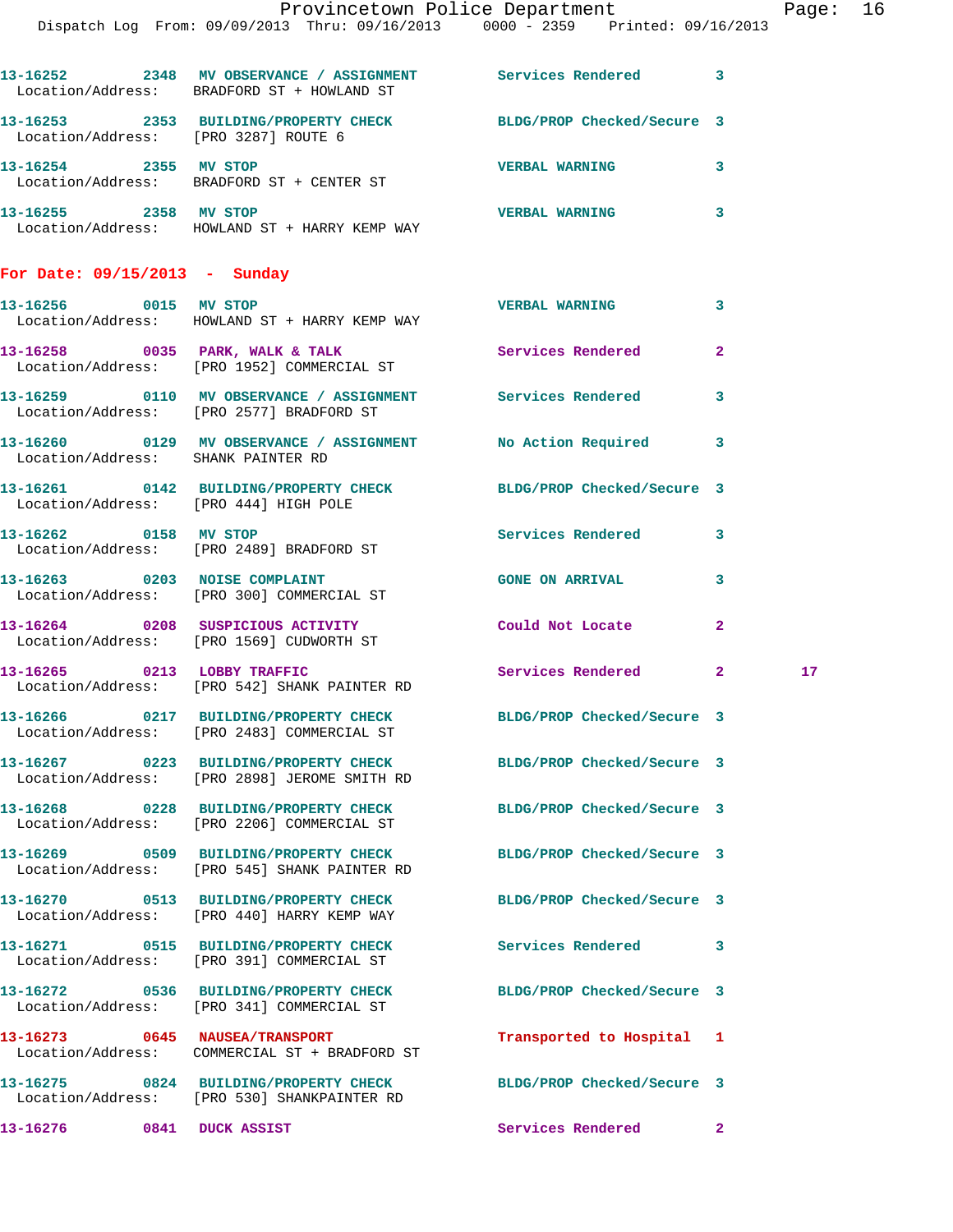```
13-16252        2348  MV OBSERVANCE / ASSIGNMENT         Services Rendered          3
   Location/Address:    BRADFORD ST + HOWLAND ST

13-16253        2353  BUILDING/PROPERTY CHECK            BLDG/PROP Checked/Secure   3
   Location/Address:    [PRO 3287] ROUTE 6

13-16254        2355  MV STOP                            VERBAL WARNING             3
   Location/Address:    BRADFORD ST + CENTER ST

13-16255        2358  MV STOP                            VERBAL WARNING             3
   Location/Address:    HOWLAND ST + HARRY KEMP WAY
```

**For Date: 09/15/2013 - Sunday**

```
13-16256        0015  MV STOP                            VERBAL WARNING             3
   Location/Address:    HOWLAND ST + HARRY KEMP WAY

13-16258        0035  PARK, WALK & TALK                  Services Rendered          2
   Location/Address:    [PRO 1952] COMMERCIAL ST

13-16259        0110  MV OBSERVANCE / ASSIGNMENT         Services Rendered          3
   Location/Address:    [PRO 2577] BRADFORD ST

13-16260        0129  MV OBSERVANCE / ASSIGNMENT         No Action Required         3
   Location/Address:    SHANK PAINTER RD

13-16261        0142  BUILDING/PROPERTY CHECK            BLDG/PROP Checked/Secure   3
   Location/Address:    [PRO 444] HIGH POLE

13-16262        0158  MV STOP                            Services Rendered          3
   Location/Address:    [PRO 2489] BRADFORD ST

13-16263        0203  NOISE COMPLAINT                    GONE ON ARRIVAL            3
   Location/Address:    [PRO 300] COMMERCIAL ST

13-16264        0208  SUSPICIOUS ACTIVITY                Could Not Locate           2
   Location/Address:    [PRO 1569] CUDWORTH ST

13-16265        0213  LOBBY TRAFFIC                      Services Rendered          2          17
   Location/Address:    [PRO 542] SHANK PAINTER RD

13-16266        0217  BUILDING/PROPERTY CHECK            BLDG/PROP Checked/Secure   3
   Location/Address:    [PRO 2483] COMMERCIAL ST

13-16267        0223  BUILDING/PROPERTY CHECK            BLDG/PROP Checked/Secure   3
   Location/Address:    [PRO 2898] JEROME SMITH RD

13-16268        0228  BUILDING/PROPERTY CHECK            BLDG/PROP Checked/Secure   3
   Location/Address:    [PRO 2206] COMMERCIAL ST

13-16269        0509  BUILDING/PROPERTY CHECK            BLDG/PROP Checked/Secure   3
   Location/Address:    [PRO 545] SHANK PAINTER RD

13-16270        0513  BUILDING/PROPERTY CHECK            BLDG/PROP Checked/Secure   3
   Location/Address:    [PRO 440] HARRY KEMP WAY

13-16271        0515  BUILDING/PROPERTY CHECK            Services Rendered          3
   Location/Address:    [PRO 391] COMMERCIAL ST

13-16272        0536  BUILDING/PROPERTY CHECK            BLDG/PROP Checked/Secure   3
   Location/Address:    [PRO 341] COMMERCIAL ST

13-16273        0645  NAUSEA/TRANSPORT                   Transported to Hospital    1
   Location/Address:    COMMERCIAL ST + BRADFORD ST

13-16275        0824  BUILDING/PROPERTY CHECK            BLDG/PROP Checked/Secure   3
   Location/Address:    [PRO 530] SHANKPAINTER RD

13-16276        0841  DUCK ASSIST                        Services Rendered          2
```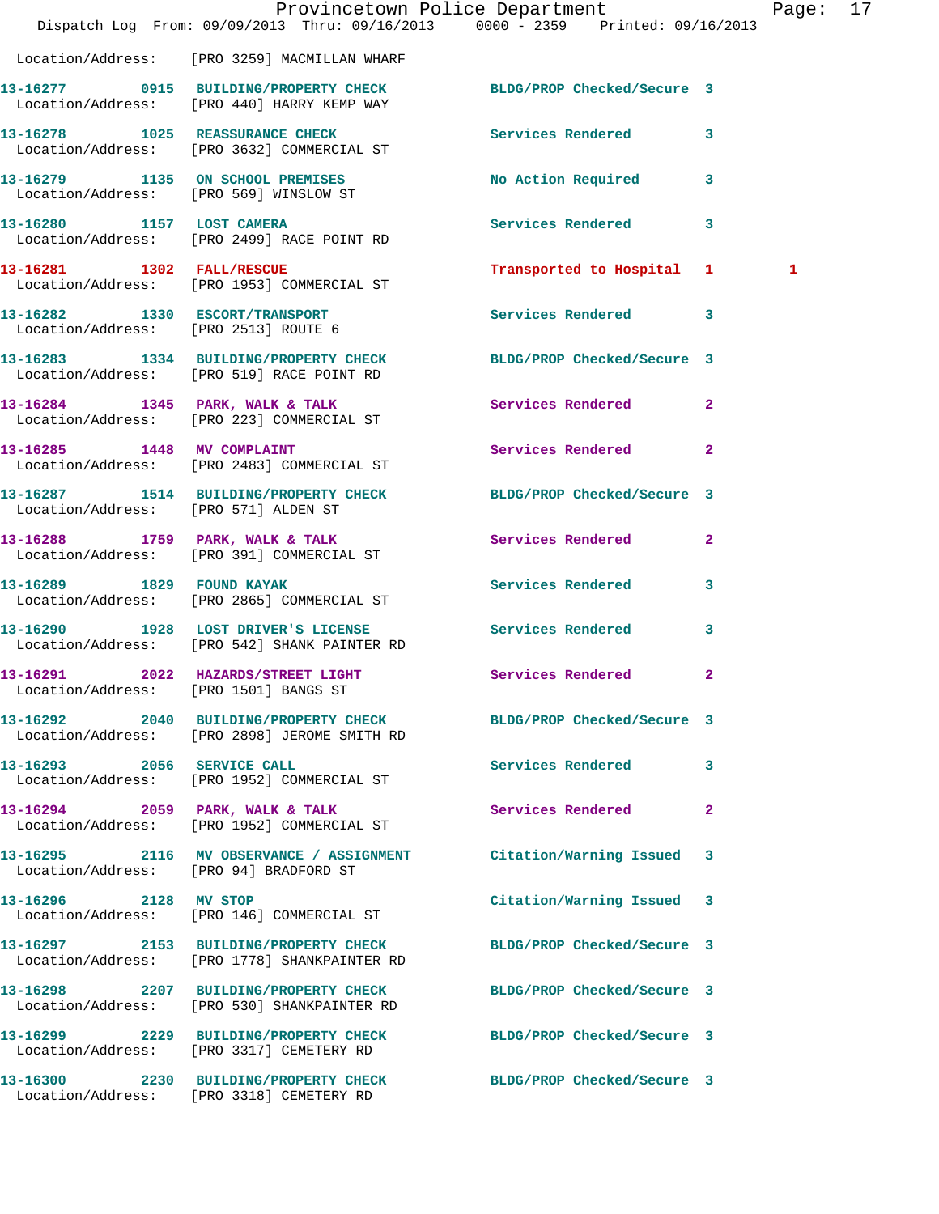Location/Address: [PRO 3259] MACMILLAN WHARF

| Call # | Time | Call Type | Disposition | Priority | |
|---|---|---|---|---|---|
| 13-16277 | 0915 | BUILDING/PROPERTY CHECK | BLDG/PROP Checked/Secure | 3 | |
| | | Location/Address: [PRO 440] HARRY KEMP WAY | | | |
| 13-16278 | 1025 | REASSURANCE CHECK | Services Rendered | 3 | |
| | | Location/Address: [PRO 3632] COMMERCIAL ST | | | |
| 13-16279 | 1135 | ON SCHOOL PREMISES | No Action Required | 3 | |
| | | Location/Address: [PRO 569] WINSLOW ST | | | |
| 13-16280 | 1157 | LOST CAMERA | Services Rendered | 3 | |
| | | Location/Address: [PRO 2499] RACE POINT RD | | | |
| 13-16281 | 1302 | FALL/RESCUE | Transported to Hospital | 1 | 1 |
| | | Location/Address: [PRO 1953] COMMERCIAL ST | | | |
| 13-16282 | 1330 | ESCORT/TRANSPORT | Services Rendered | 3 | |
| | | Location/Address: [PRO 2513] ROUTE 6 | | | |
| 13-16283 | 1334 | BUILDING/PROPERTY CHECK | BLDG/PROP Checked/Secure | 3 | |
| | | Location/Address: [PRO 519] RACE POINT RD | | | |
| 13-16284 | 1345 | PARK, WALK & TALK | Services Rendered | 2 | |
| | | Location/Address: [PRO 223] COMMERCIAL ST | | | |
| 13-16285 | 1448 | MV COMPLAINT | Services Rendered | 2 | |
| | | Location/Address: [PRO 2483] COMMERCIAL ST | | | |
| 13-16287 | 1514 | BUILDING/PROPERTY CHECK | BLDG/PROP Checked/Secure | 3 | |
| | | Location/Address: [PRO 571] ALDEN ST | | | |
| 13-16288 | 1759 | PARK, WALK & TALK | Services Rendered | 2 | |
| | | Location/Address: [PRO 391] COMMERCIAL ST | | | |
| 13-16289 | 1829 | FOUND KAYAK | Services Rendered | 3 | |
| | | Location/Address: [PRO 2865] COMMERCIAL ST | | | |
| 13-16290 | 1928 | LOST DRIVER'S LICENSE | Services Rendered | 3 | |
| | | Location/Address: [PRO 542] SHANK PAINTER RD | | | |
| 13-16291 | 2022 | HAZARDS/STREET LIGHT | Services Rendered | 2 | |
| | | Location/Address: [PRO 1501] BANGS ST | | | |
| 13-16292 | 2040 | BUILDING/PROPERTY CHECK | BLDG/PROP Checked/Secure | 3 | |
| | | Location/Address: [PRO 2898] JEROME SMITH RD | | | |
| 13-16293 | 2056 | SERVICE CALL | Services Rendered | 3 | |
| | | Location/Address: [PRO 1952] COMMERCIAL ST | | | |
| 13-16294 | 2059 | PARK, WALK & TALK | Services Rendered | 2 | |
| | | Location/Address: [PRO 1952] COMMERCIAL ST | | | |
| 13-16295 | 2116 | MV OBSERVANCE / ASSIGNMENT | Citation/Warning Issued | 3 | |
| | | Location/Address: [PRO 94] BRADFORD ST | | | |
| 13-16296 | 2128 | MV STOP | Citation/Warning Issued | 3 | |
| | | Location/Address: [PRO 146] COMMERCIAL ST | | | |
| 13-16297 | 2153 | BUILDING/PROPERTY CHECK | BLDG/PROP Checked/Secure | 3 | |
| | | Location/Address: [PRO 1778] SHANKPAINTER RD | | | |
| 13-16298 | 2207 | BUILDING/PROPERTY CHECK | BLDG/PROP Checked/Secure | 3 | |
| | | Location/Address: [PRO 530] SHANKPAINTER RD | | | |
| 13-16299 | 2229 | BUILDING/PROPERTY CHECK | BLDG/PROP Checked/Secure | 3 | |
| | | Location/Address: [PRO 3317] CEMETERY RD | | | |
| 13-16300 | 2230 | BUILDING/PROPERTY CHECK | BLDG/PROP Checked/Secure | 3 | |
| | | Location/Address: [PRO 3318] CEMETERY RD | | | |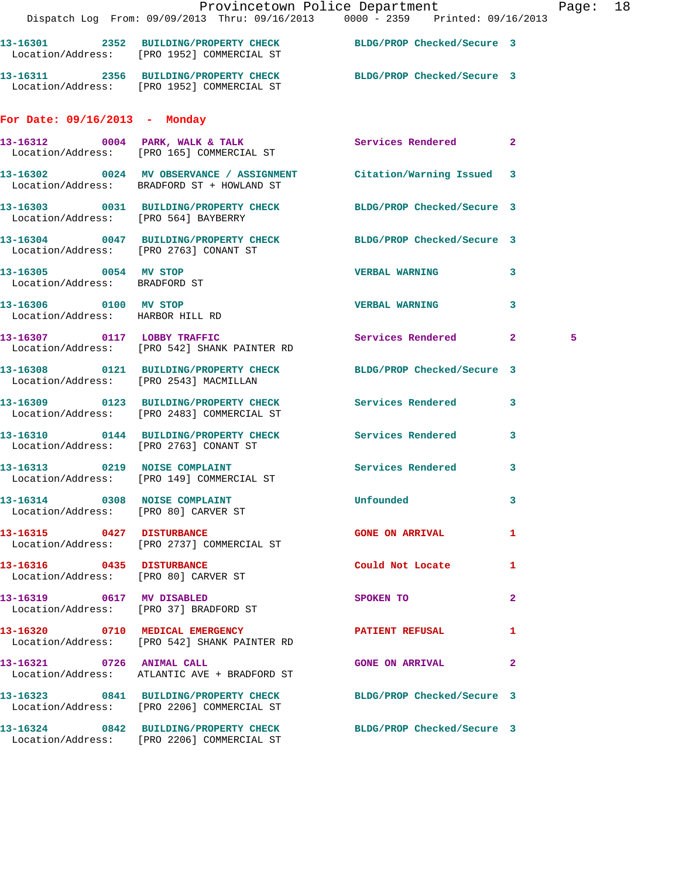13-16301 2352 BUILDING/PROPERTY CHECK BLDG/PROP Checked/Secure 3
Location/Address: [PRO 1952] COMMERCIAL ST

13-16311 2356 BUILDING/PROPERTY CHECK BLDG/PROP Checked/Secure 3
Location/Address: [PRO 1952] COMMERCIAL ST

## For Date: 09/16/2013 - Monday

13-16312 0004 PARK, WALK & TALK Services Rendered 2
Location/Address: [PRO 165] COMMERCIAL ST

13-16302 0024 MV OBSERVANCE / ASSIGNMENT Citation/Warning Issued 3
Location/Address: BRADFORD ST + HOWLAND ST

13-16303 0031 BUILDING/PROPERTY CHECK BLDG/PROP Checked/Secure 3
Location/Address: [PRO 564] BAYBERRY

13-16304 0047 BUILDING/PROPERTY CHECK BLDG/PROP Checked/Secure 3
Location/Address: [PRO 2763] CONANT ST

13-16305 0054 MV STOP VERBAL WARNING 3
Location/Address: BRADFORD ST

13-16306 0100 MV STOP VERBAL WARNING 3
Location/Address: HARBOR HILL RD

13-16307 0117 LOBBY TRAFFIC Services Rendered 2 5
Location/Address: [PRO 542] SHANK PAINTER RD

13-16308 0121 BUILDING/PROPERTY CHECK BLDG/PROP Checked/Secure 3
Location/Address: [PRO 2543] MACMILLAN

13-16309 0123 BUILDING/PROPERTY CHECK Services Rendered 3
Location/Address: [PRO 2483] COMMERCIAL ST

13-16310 0144 BUILDING/PROPERTY CHECK Services Rendered 3
Location/Address: [PRO 2763] CONANT ST

13-16313 0219 NOISE COMPLAINT Services Rendered 3
Location/Address: [PRO 149] COMMERCIAL ST

13-16314 0308 NOISE COMPLAINT Unfounded 3
Location/Address: [PRO 80] CARVER ST

13-16315 0427 DISTURBANCE GONE ON ARRIVAL 1
Location/Address: [PRO 2737] COMMERCIAL ST

13-16316 0435 DISTURBANCE Could Not Locate 1
Location/Address: [PRO 80] CARVER ST

13-16319 0617 MV DISABLED SPOKEN TO 2
Location/Address: [PRO 37] BRADFORD ST

13-16320 0710 MEDICAL EMERGENCY PATIENT REFUSAL 1
Location/Address: [PRO 542] SHANK PAINTER RD

13-16321 0726 ANIMAL CALL GONE ON ARRIVAL 2
Location/Address: ATLANTIC AVE + BRADFORD ST

13-16323 0841 BUILDING/PROPERTY CHECK BLDG/PROP Checked/Secure 3
Location/Address: [PRO 2206] COMMERCIAL ST

13-16324 0842 BUILDING/PROPERTY CHECK BLDG/PROP Checked/Secure 3
Location/Address: [PRO 2206] COMMERCIAL ST